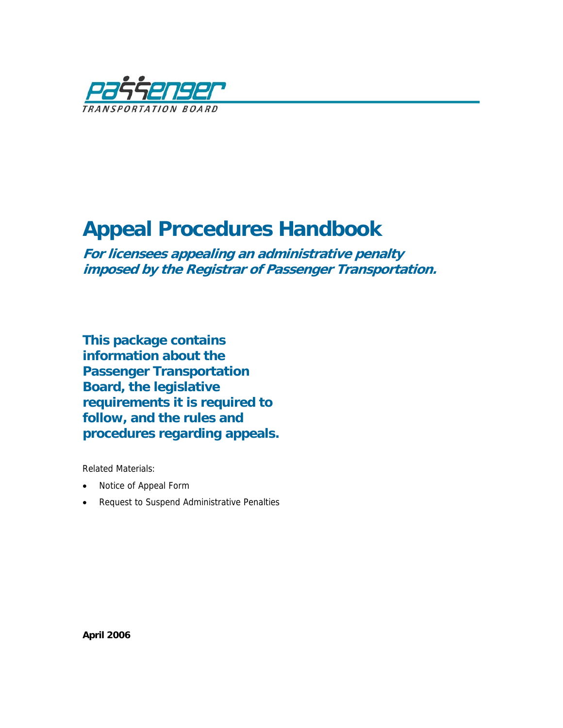Passenger

TRANSPORTATION BOARD

# Appeal Procedures Handbook

***For licensees appealing an administrative penalty imposed by the Registrar of Passenger Transportation.***

**This package contains information about the Passenger Transportation Board, the legislative requirements it is required to follow, and the rules and procedures regarding appeals.**

Related Materials:

- Notice of Appeal Form
- Request to Suspend Administrative Penalties

**April 2006**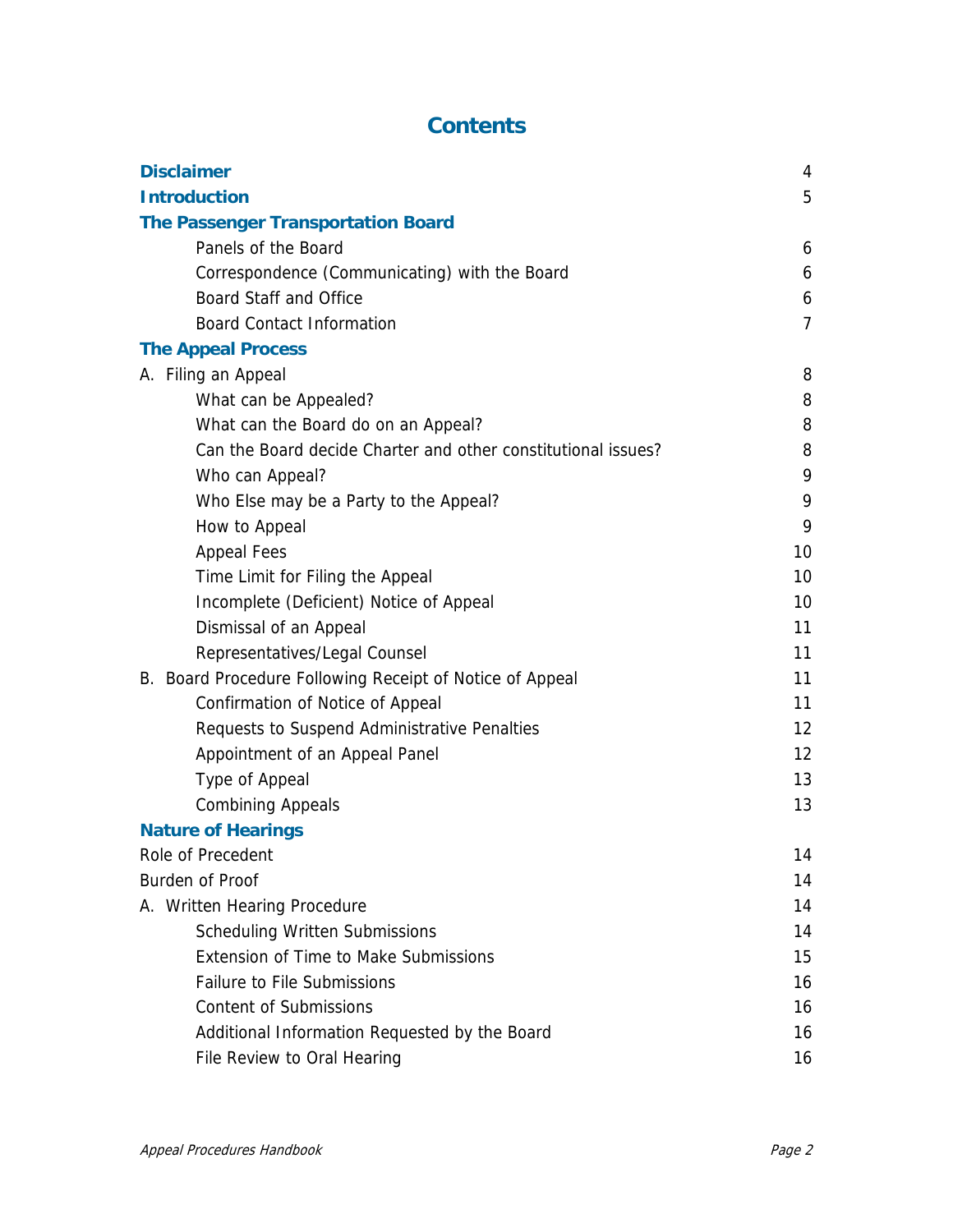# Contents

| | |
|---|---|
| **Disclaimer** | 4 |
| **Introduction** | 5 |
| **The Passenger Transportation Board** | |
| Panels of the Board | 6 |
| Correspondence (Communicating) with the Board | 6 |
| Board Staff and Office | 6 |
| Board Contact Information | 7 |
| **The Appeal Process** | |
| A. Filing an Appeal | 8 |
| What can be Appealed? | 8 |
| What can the Board do on an Appeal? | 8 |
| Can the Board decide Charter and other constitutional issues? | 8 |
| Who can Appeal? | 9 |
| Who Else may be a Party to the Appeal? | 9 |
| How to Appeal | 9 |
| Appeal Fees | 10 |
| Time Limit for Filing the Appeal | 10 |
| Incomplete (Deficient) Notice of Appeal | 10 |
| Dismissal of an Appeal | 11 |
| Representatives/Legal Counsel | 11 |
| B. Board Procedure Following Receipt of Notice of Appeal | 11 |
| Confirmation of Notice of Appeal | 11 |
| Requests to Suspend Administrative Penalties | 12 |
| Appointment of an Appeal Panel | 12 |
| Type of Appeal | 13 |
| Combining Appeals | 13 |
| **Nature of Hearings** | |
| Role of Precedent | 14 |
| Burden of Proof | 14 |
| A. Written Hearing Procedure | 14 |
| Scheduling Written Submissions | 14 |
| Extension of Time to Make Submissions | 15 |
| Failure to File Submissions | 16 |
| Content of Submissions | 16 |
| Additional Information Requested by the Board | 16 |
| File Review to Oral Hearing | 16 |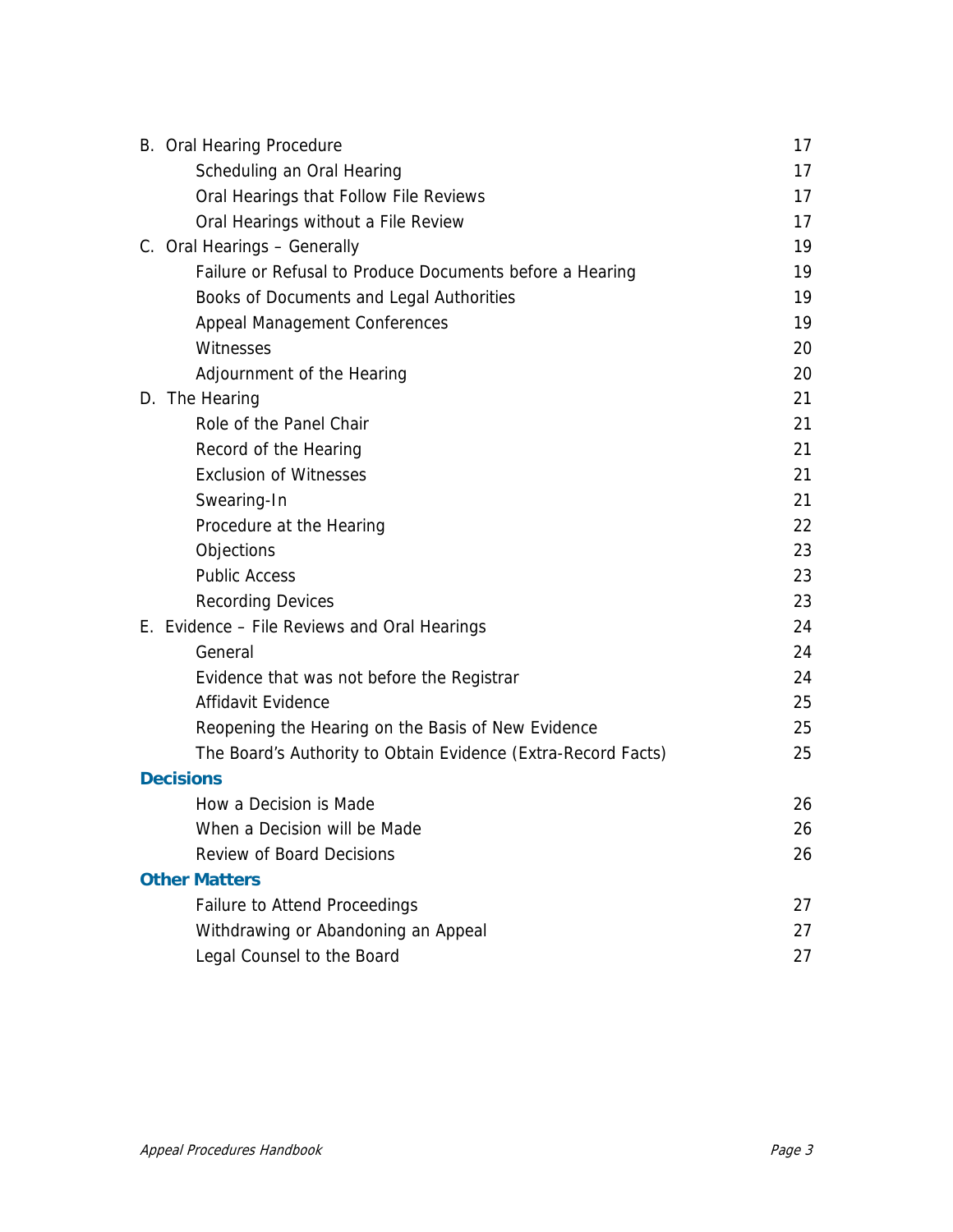| | |
|---|---|
| B. Oral Hearing Procedure | 17 |
| Scheduling an Oral Hearing | 17 |
| Oral Hearings that Follow File Reviews | 17 |
| Oral Hearings without a File Review | 17 |
| C. Oral Hearings – Generally | 19 |
| Failure or Refusal to Produce Documents before a Hearing | 19 |
| Books of Documents and Legal Authorities | 19 |
| Appeal Management Conferences | 19 |
| Witnesses | 20 |
| Adjournment of the Hearing | 20 |
| D. The Hearing | 21 |
| Role of the Panel Chair | 21 |
| Record of the Hearing | 21 |
| Exclusion of Witnesses | 21 |
| Swearing-In | 21 |
| Procedure at the Hearing | 22 |
| Objections | 23 |
| Public Access | 23 |
| Recording Devices | 23 |
| E. Evidence – File Reviews and Oral Hearings | 24 |
| General | 24 |
| Evidence that was not before the Registrar | 24 |
| Affidavit Evidence | 25 |
| Reopening the Hearing on the Basis of New Evidence | 25 |
| The Board's Authority to Obtain Evidence (Extra-Record Facts) | 25 |
| **Decisions** | |
| How a Decision is Made | 26 |
| When a Decision will be Made | 26 |
| Review of Board Decisions | 26 |
| **Other Matters** | |
| Failure to Attend Proceedings | 27 |
| Withdrawing or Abandoning an Appeal | 27 |
| Legal Counsel to the Board | 27 |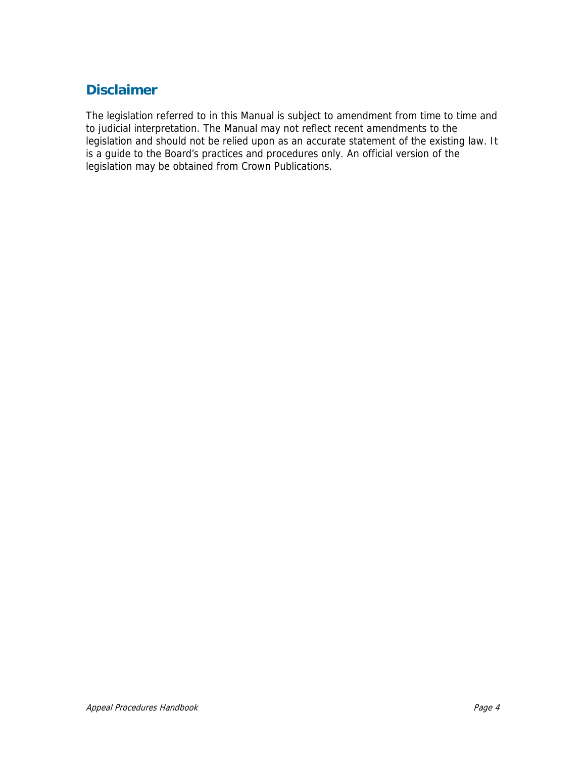## Disclaimer

The legislation referred to in this Manual is subject to amendment from time to time and to judicial interpretation. The Manual may not reflect recent amendments to the legislation and should not be relied upon as an accurate statement of the existing law. It is a guide to the Board's practices and procedures only. An official version of the legislation may be obtained from Crown Publications.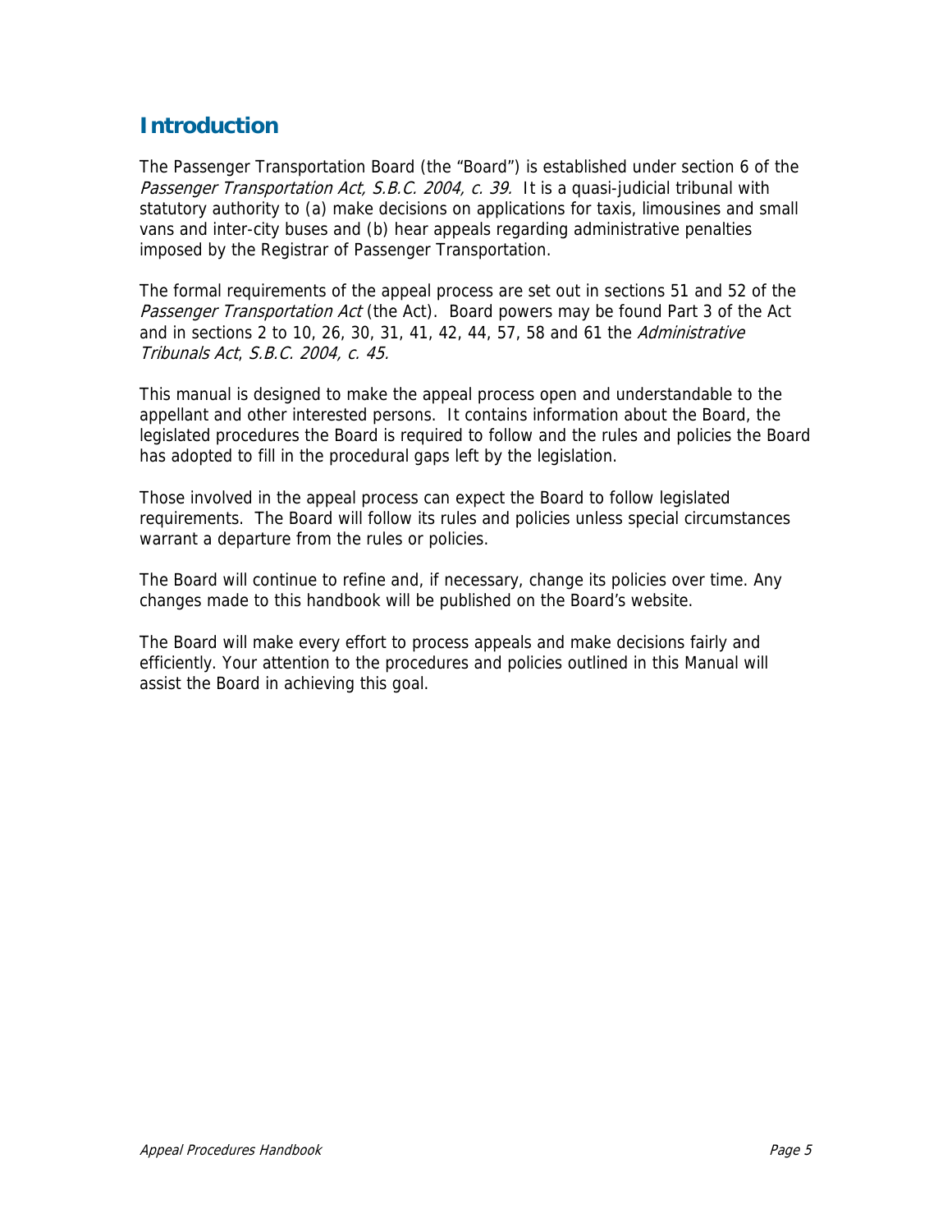## Introduction

The Passenger Transportation Board (the "Board") is established under section 6 of the *Passenger Transportation Act, S.B.C. 2004, c. 39.* It is a quasi-judicial tribunal with statutory authority to (a) make decisions on applications for taxis, limousines and small vans and inter-city buses and (b) hear appeals regarding administrative penalties imposed by the Registrar of Passenger Transportation.

The formal requirements of the appeal process are set out in sections 51 and 52 of the *Passenger Transportation Act* (the Act). Board powers may be found Part 3 of the Act and in sections 2 to 10, 26, 30, 31, 41, 42, 44, 57, 58 and 61 the *Administrative Tribunals Act*, *S.B.C. 2004, c. 45.*

This manual is designed to make the appeal process open and understandable to the appellant and other interested persons. It contains information about the Board, the legislated procedures the Board is required to follow and the rules and policies the Board has adopted to fill in the procedural gaps left by the legislation.

Those involved in the appeal process can expect the Board to follow legislated requirements. The Board will follow its rules and policies unless special circumstances warrant a departure from the rules or policies.

The Board will continue to refine and, if necessary, change its policies over time. Any changes made to this handbook will be published on the Board's website.

The Board will make every effort to process appeals and make decisions fairly and efficiently. Your attention to the procedures and policies outlined in this Manual will assist the Board in achieving this goal.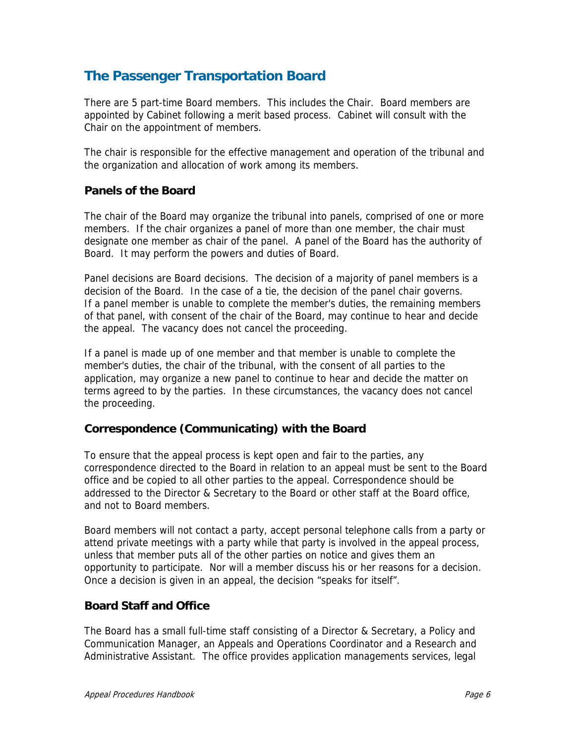## The Passenger Transportation Board

There are 5 part-time Board members. This includes the Chair. Board members are appointed by Cabinet following a merit based process. Cabinet will consult with the Chair on the appointment of members.

The chair is responsible for the effective management and operation of the tribunal and the organization and allocation of work among its members.

### Panels of the Board

The chair of the Board may organize the tribunal into panels, comprised of one or more members. If the chair organizes a panel of more than one member, the chair must designate one member as chair of the panel. A panel of the Board has the authority of Board. It may perform the powers and duties of Board.

Panel decisions are Board decisions. The decision of a majority of panel members is a decision of the Board. In the case of a tie, the decision of the panel chair governs. If a panel member is unable to complete the member's duties, the remaining members of that panel, with consent of the chair of the Board, may continue to hear and decide the appeal. The vacancy does not cancel the proceeding.

If a panel is made up of one member and that member is unable to complete the member's duties, the chair of the tribunal, with the consent of all parties to the application, may organize a new panel to continue to hear and decide the matter on terms agreed to by the parties. In these circumstances, the vacancy does not cancel the proceeding.

### Correspondence (Communicating) with the Board

To ensure that the appeal process is kept open and fair to the parties, any correspondence directed to the Board in relation to an appeal must be sent to the Board office and be copied to all other parties to the appeal. Correspondence should be addressed to the Director & Secretary to the Board or other staff at the Board office, and not to Board members.

Board members will not contact a party, accept personal telephone calls from a party or attend private meetings with a party while that party is involved in the appeal process, unless that member puts all of the other parties on notice and gives them an opportunity to participate. Nor will a member discuss his or her reasons for a decision. Once a decision is given in an appeal, the decision "speaks for itself".

### Board Staff and Office

The Board has a small full-time staff consisting of a Director & Secretary, a Policy and Communication Manager, an Appeals and Operations Coordinator and a Research and Administrative Assistant. The office provides application managements services, legal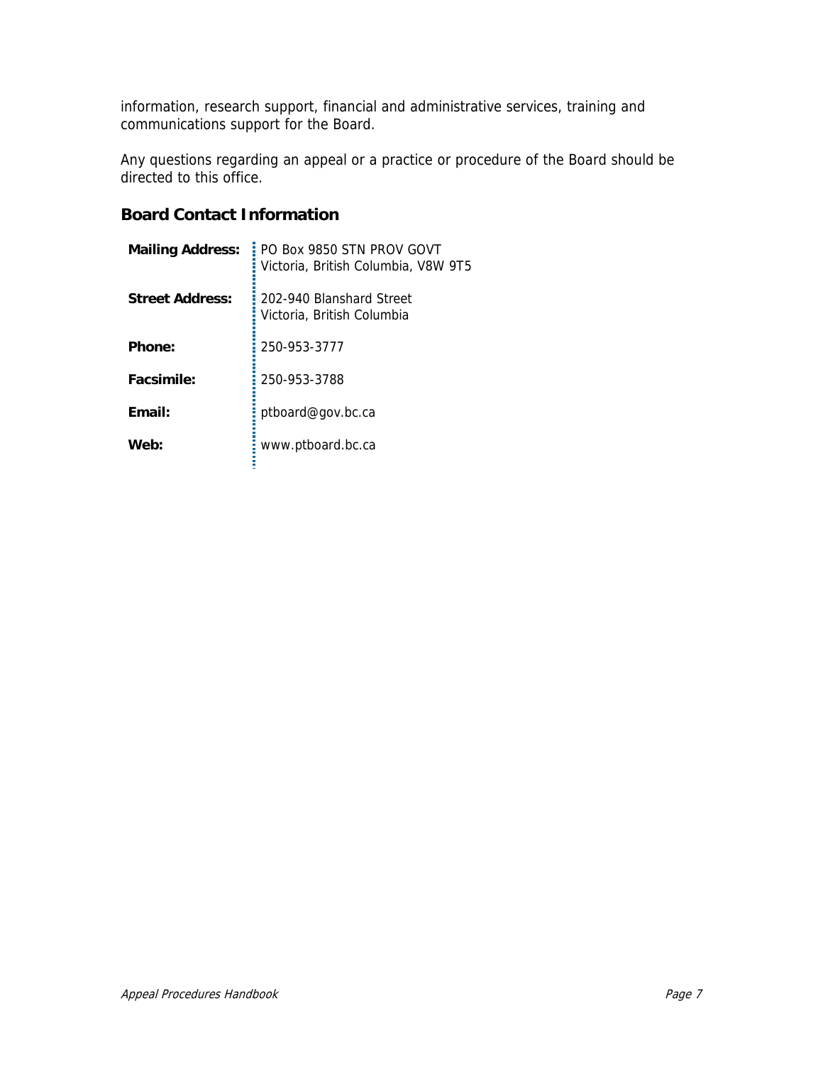information, research support, financial and administrative services, training and communications support for the Board.

Any questions regarding an appeal or a practice or procedure of the Board should be directed to this office.

## Board Contact Information

| | |
|---|---|
| **Mailing Address:** | PO Box 9850 STN PROV GOVT<br>Victoria, British Columbia, V8W 9T5 |
| **Street Address:** | 202-940 Blanshard Street<br>Victoria, British Columbia |
| **Phone:** | 250-953-3777 |
| **Facsimile:** | 250-953-3788 |
| **Email:** | ptboard@gov.bc.ca |
| **Web:** | www.ptboard.bc.ca |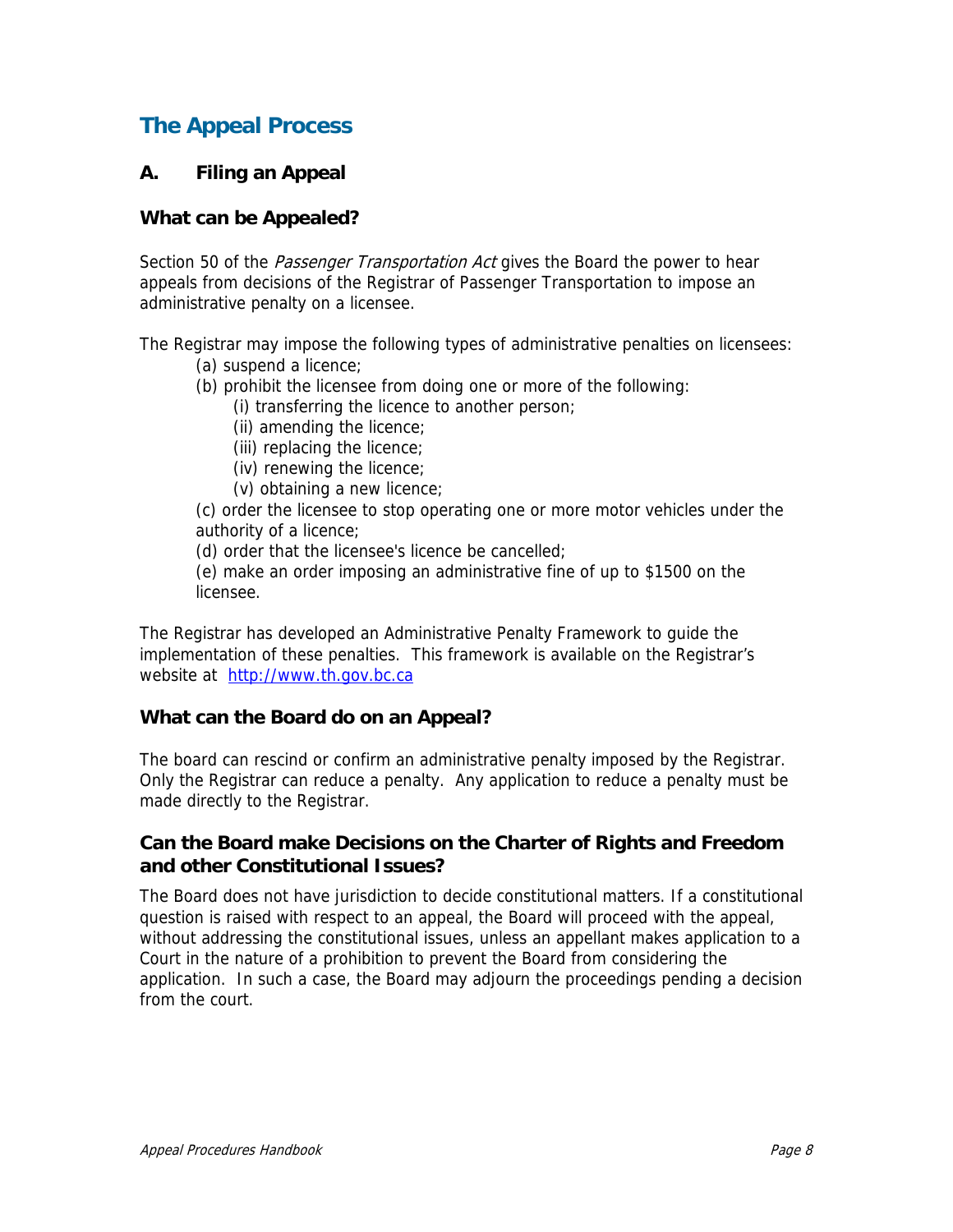# The Appeal Process

## A. Filing an Appeal

### What can be Appealed?

Section 50 of the *Passenger Transportation Act* gives the Board the power to hear appeals from decisions of the Registrar of Passenger Transportation to impose an administrative penalty on a licensee.

The Registrar may impose the following types of administrative penalties on licensees:

- (a) suspend a licence;
- (b) prohibit the licensee from doing one or more of the following:
  - (i) transferring the licence to another person;
  - (ii) amending the licence;
  - (iii) replacing the licence;
  - (iv) renewing the licence;
  - (v) obtaining a new licence;
- (c) order the licensee to stop operating one or more motor vehicles under the authority of a licence;
- (d) order that the licensee's licence be cancelled;
- (e) make an order imposing an administrative fine of up to $1500 on the licensee.

The Registrar has developed an Administrative Penalty Framework to guide the implementation of these penalties. This framework is available on the Registrar's website at [http://www.th.gov.bc.ca](http://www.th.gov.bc.ca)

### What can the Board do on an Appeal?

The board can rescind or confirm an administrative penalty imposed by the Registrar. Only the Registrar can reduce a penalty. Any application to reduce a penalty must be made directly to the Registrar.

### Can the Board make Decisions on the Charter of Rights and Freedom and other Constitutional Issues?

The Board does not have jurisdiction to decide constitutional matters. If a constitutional question is raised with respect to an appeal, the Board will proceed with the appeal, without addressing the constitutional issues, unless an appellant makes application to a Court in the nature of a prohibition to prevent the Board from considering the application. In such a case, the Board may adjourn the proceedings pending a decision from the court.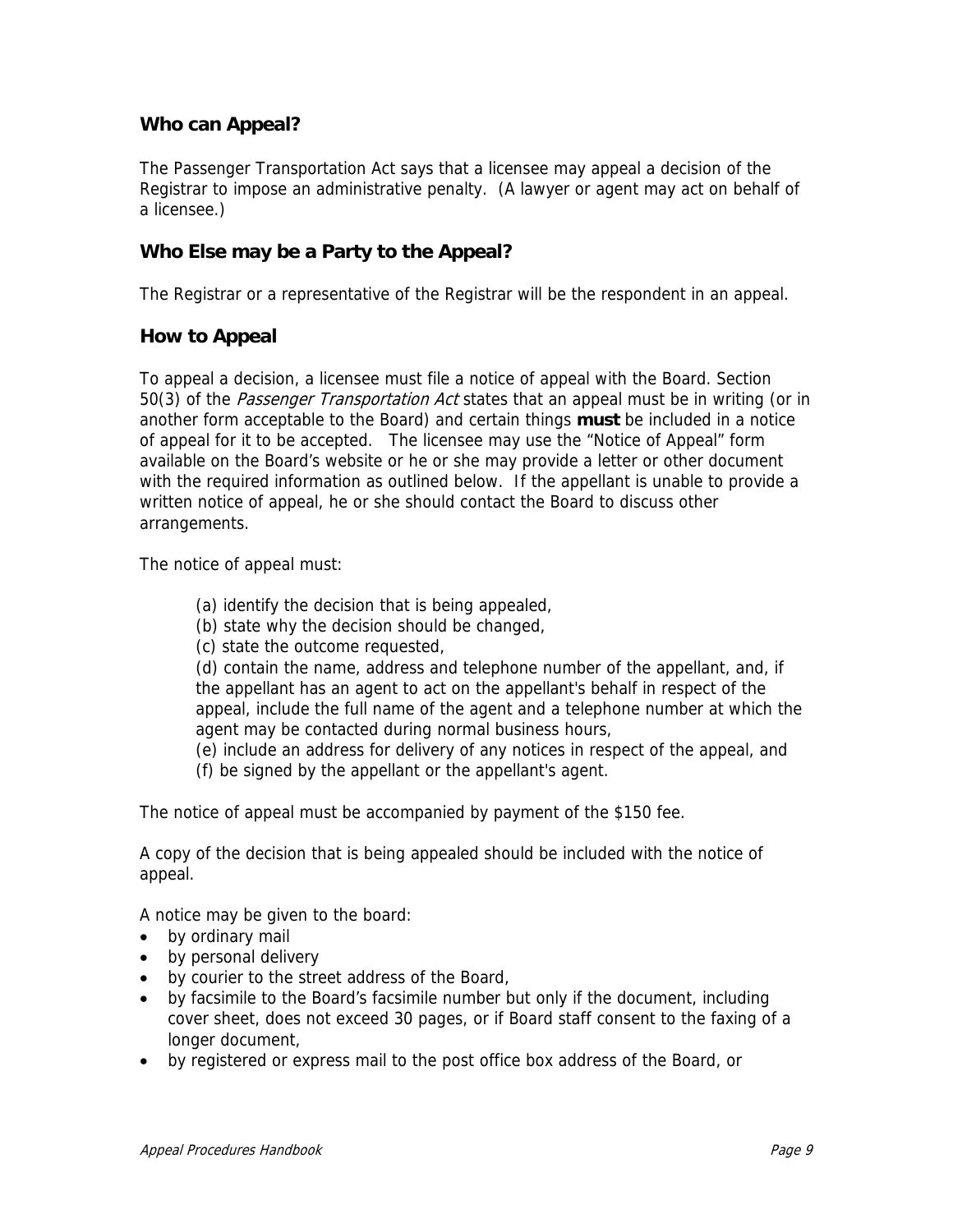## Who can Appeal?

The Passenger Transportation Act says that a licensee may appeal a decision of the Registrar to impose an administrative penalty. (A lawyer or agent may act on behalf of a licensee.)

## Who Else may be a Party to the Appeal?

The Registrar or a representative of the Registrar will be the respondent in an appeal.

## How to Appeal

To appeal a decision, a licensee must file a notice of appeal with the Board. Section 50(3) of the *Passenger Transportation Act* states that an appeal must be in writing (or in another form acceptable to the Board) and certain things **must** be included in a notice of appeal for it to be accepted. The licensee may use the "Notice of Appeal" form available on the Board's website or he or she may provide a letter or other document with the required information as outlined below. If the appellant is unable to provide a written notice of appeal, he or she should contact the Board to discuss other arrangements.

The notice of appeal must:

> (a) identify the decision that is being appealed,
>
> (b) state why the decision should be changed,
>
> (c) state the outcome requested,
>
> (d) contain the name, address and telephone number of the appellant, and, if the appellant has an agent to act on the appellant's behalf in respect of the appeal, include the full name of the agent and a telephone number at which the agent may be contacted during normal business hours,
>
> (e) include an address for delivery of any notices in respect of the appeal, and
>
> (f) be signed by the appellant or the appellant's agent.

The notice of appeal must be accompanied by payment of the $150 fee.

A copy of the decision that is being appealed should be included with the notice of appeal.

A notice may be given to the board:

- by ordinary mail
- by personal delivery
- by courier to the street address of the Board,
- by facsimile to the Board's facsimile number but only if the document, including cover sheet, does not exceed 30 pages, or if Board staff consent to the faxing of a longer document,
- by registered or express mail to the post office box address of the Board, or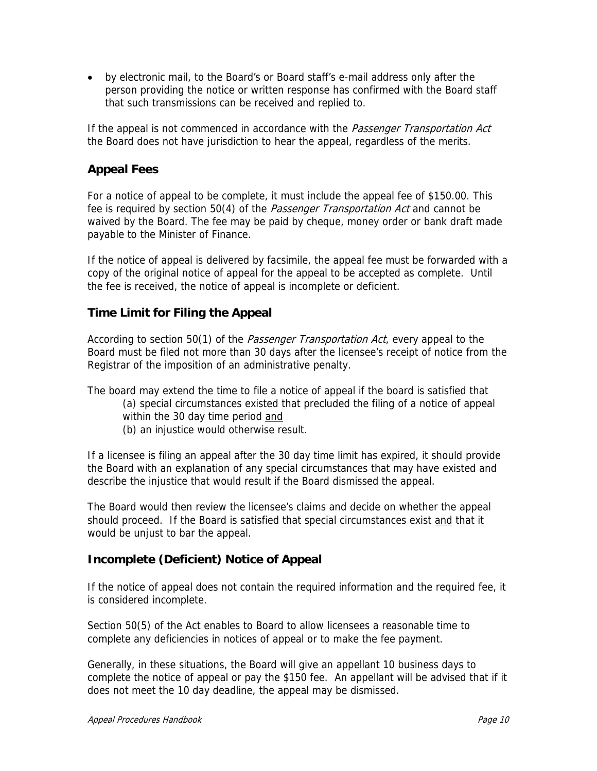- by electronic mail, to the Board's or Board staff's e-mail address only after the person providing the notice or written response has confirmed with the Board staff that such transmissions can be received and replied to.

If the appeal is not commenced in accordance with the *Passenger Transportation Act* the Board does not have jurisdiction to hear the appeal, regardless of the merits.

## Appeal Fees

For a notice of appeal to be complete, it must include the appeal fee of $150.00. This fee is required by section 50(4) of the *Passenger Transportation Act* and cannot be waived by the Board. The fee may be paid by cheque, money order or bank draft made payable to the Minister of Finance.

If the notice of appeal is delivered by facsimile, the appeal fee must be forwarded with a copy of the original notice of appeal for the appeal to be accepted as complete. Until the fee is received, the notice of appeal is incomplete or deficient.

## Time Limit for Filing the Appeal

According to section 50(1) of the *Passenger Transportation Act*, every appeal to the Board must be filed not more than 30 days after the licensee's receipt of notice from the Registrar of the imposition of an administrative penalty.

The board may extend the time to file a notice of appeal if the board is satisfied that

(a) special circumstances existed that precluded the filing of a notice of appeal within the 30 day time period and

(b) an injustice would otherwise result.

If a licensee is filing an appeal after the 30 day time limit has expired, it should provide the Board with an explanation of any special circumstances that may have existed and describe the injustice that would result if the Board dismissed the appeal.

The Board would then review the licensee's claims and decide on whether the appeal should proceed. If the Board is satisfied that special circumstances exist and that it would be unjust to bar the appeal.

## Incomplete (Deficient) Notice of Appeal

If the notice of appeal does not contain the required information and the required fee, it is considered incomplete.

Section 50(5) of the Act enables to Board to allow licensees a reasonable time to complete any deficiencies in notices of appeal or to make the fee payment.

Generally, in these situations, the Board will give an appellant 10 business days to complete the notice of appeal or pay the $150 fee. An appellant will be advised that if it does not meet the 10 day deadline, the appeal may be dismissed.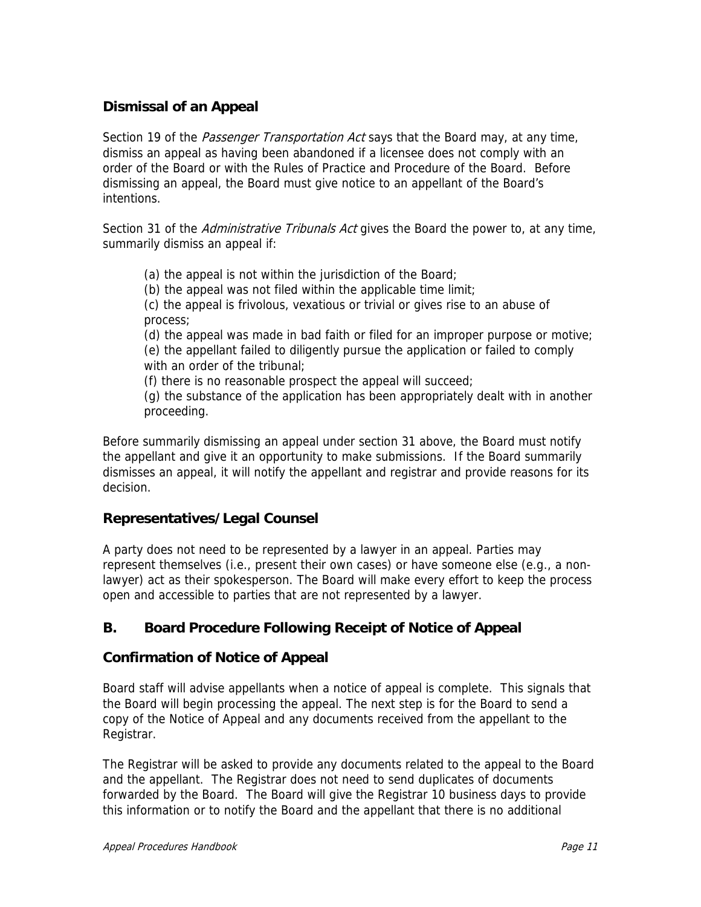## Dismissal of an Appeal

Section 19 of the *Passenger Transportation Act* says that the Board may, at any time, dismiss an appeal as having been abandoned if a licensee does not comply with an order of the Board or with the Rules of Practice and Procedure of the Board. Before dismissing an appeal, the Board must give notice to an appellant of the Board's intentions.

Section 31 of the *Administrative Tribunals Act* gives the Board the power to, at any time, summarily dismiss an appeal if:

(a) the appeal is not within the jurisdiction of the Board;
(b) the appeal was not filed within the applicable time limit;
(c) the appeal is frivolous, vexatious or trivial or gives rise to an abuse of process;
(d) the appeal was made in bad faith or filed for an improper purpose or motive;
(e) the appellant failed to diligently pursue the application or failed to comply with an order of the tribunal;
(f) there is no reasonable prospect the appeal will succeed;
(g) the substance of the application has been appropriately dealt with in another proceeding.

Before summarily dismissing an appeal under section 31 above, the Board must notify the appellant and give it an opportunity to make submissions. If the Board summarily dismisses an appeal, it will notify the appellant and registrar and provide reasons for its decision.

## Representatives/Legal Counsel

A party does not need to be represented by a lawyer in an appeal. Parties may represent themselves (i.e., present their own cases) or have someone else (e.g., a non-lawyer) act as their spokesperson. The Board will make every effort to keep the process open and accessible to parties that are not represented by a lawyer.

## B. Board Procedure Following Receipt of Notice of Appeal

## Confirmation of Notice of Appeal

Board staff will advise appellants when a notice of appeal is complete. This signals that the Board will begin processing the appeal. The next step is for the Board to send a copy of the Notice of Appeal and any documents received from the appellant to the Registrar.

The Registrar will be asked to provide any documents related to the appeal to the Board and the appellant. The Registrar does not need to send duplicates of documents forwarded by the Board. The Board will give the Registrar 10 business days to provide this information or to notify the Board and the appellant that there is no additional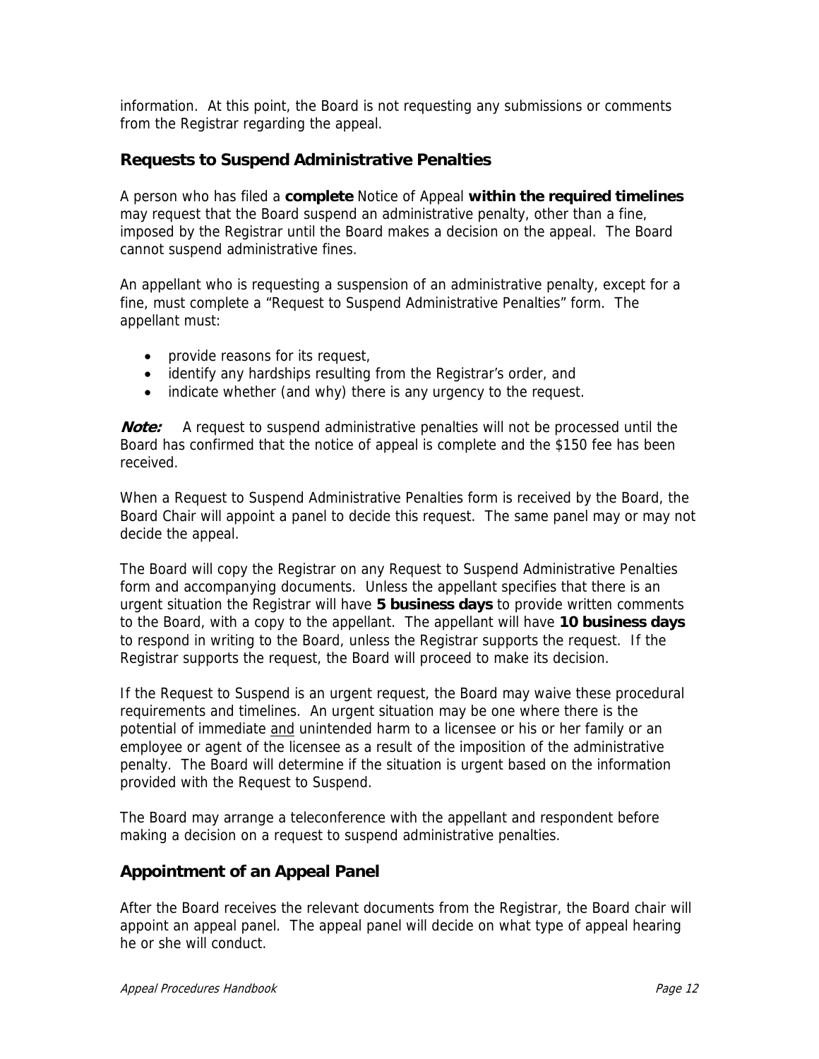information. At this point, the Board is not requesting any submissions or comments from the Registrar regarding the appeal.

## Requests to Suspend Administrative Penalties

A person who has filed a **complete** Notice of Appeal **within the required timelines** may request that the Board suspend an administrative penalty, other than a fine, imposed by the Registrar until the Board makes a decision on the appeal. The Board cannot suspend administrative fines.

An appellant who is requesting a suspension of an administrative penalty, except for a fine, must complete a "Request to Suspend Administrative Penalties" form. The appellant must:

- provide reasons for its request,
- identify any hardships resulting from the Registrar's order, and
- indicate whether (and why) there is any urgency to the request.

***Note:*** A request to suspend administrative penalties will not be processed until the Board has confirmed that the notice of appeal is complete and the $150 fee has been received.

When a Request to Suspend Administrative Penalties form is received by the Board, the Board Chair will appoint a panel to decide this request. The same panel may or may not decide the appeal.

The Board will copy the Registrar on any Request to Suspend Administrative Penalties form and accompanying documents. Unless the appellant specifies that there is an urgent situation the Registrar will have **5 business days** to provide written comments to the Board, with a copy to the appellant. The appellant will have **10 business days** to respond in writing to the Board, unless the Registrar supports the request. If the Registrar supports the request, the Board will proceed to make its decision.

If the Request to Suspend is an urgent request, the Board may waive these procedural requirements and timelines. An urgent situation may be one where there is the potential of immediate and unintended harm to a licensee or his or her family or an employee or agent of the licensee as a result of the imposition of the administrative penalty. The Board will determine if the situation is urgent based on the information provided with the Request to Suspend.

The Board may arrange a teleconference with the appellant and respondent before making a decision on a request to suspend administrative penalties.

## Appointment of an Appeal Panel

After the Board receives the relevant documents from the Registrar, the Board chair will appoint an appeal panel. The appeal panel will decide on what type of appeal hearing he or she will conduct.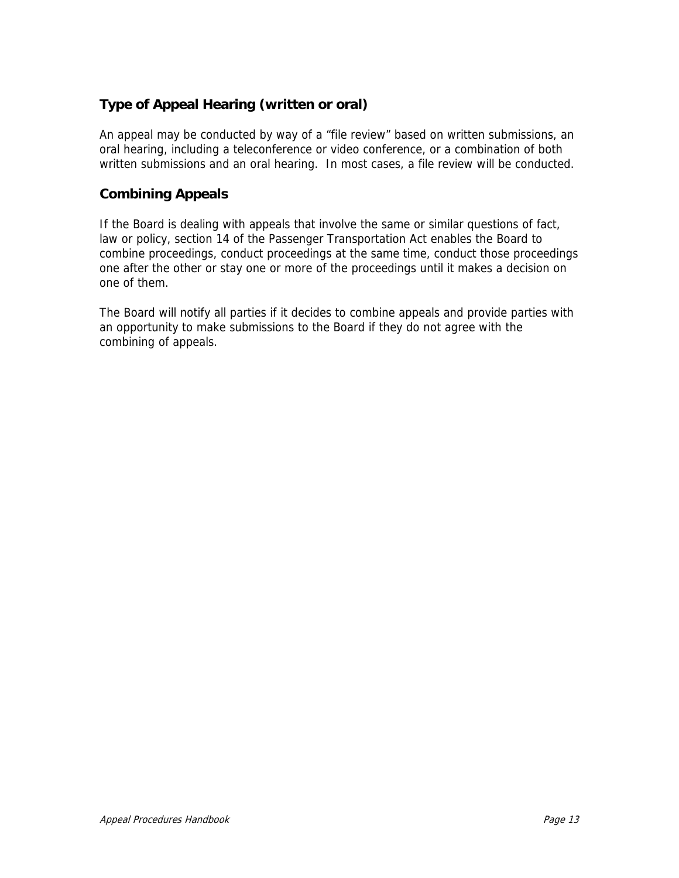## Type of Appeal Hearing (written or oral)

An appeal may be conducted by way of a "file review" based on written submissions, an oral hearing, including a teleconference or video conference, or a combination of both written submissions and an oral hearing. In most cases, a file review will be conducted.

## Combining Appeals

If the Board is dealing with appeals that involve the same or similar questions of fact, law or policy, section 14 of the Passenger Transportation Act enables the Board to combine proceedings, conduct proceedings at the same time, conduct those proceedings one after the other or stay one or more of the proceedings until it makes a decision on one of them.

The Board will notify all parties if it decides to combine appeals and provide parties with an opportunity to make submissions to the Board if they do not agree with the combining of appeals.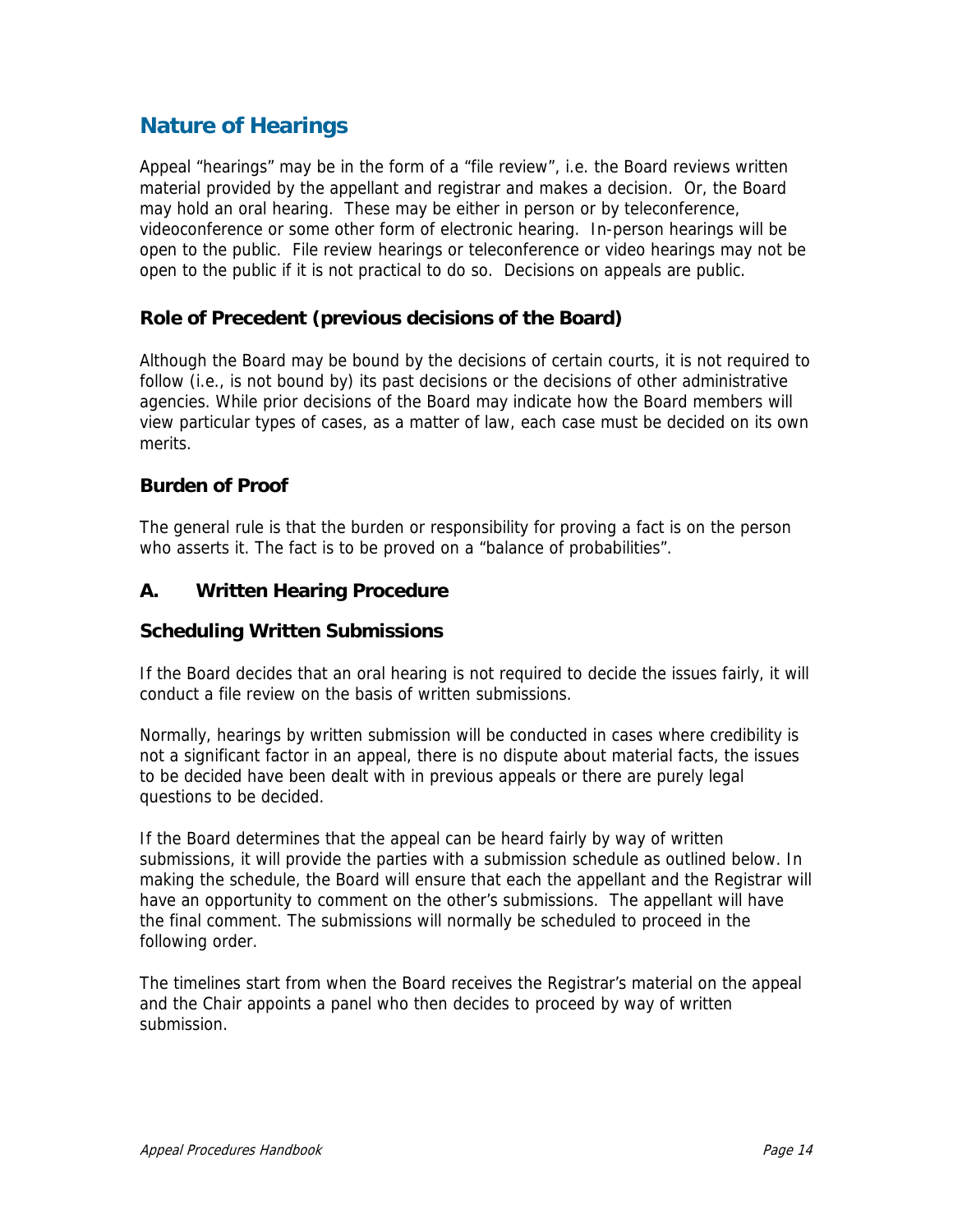## Nature of Hearings

Appeal "hearings" may be in the form of a "file review", i.e. the Board reviews written material provided by the appellant and registrar and makes a decision. Or, the Board may hold an oral hearing. These may be either in person or by teleconference, videoconference or some other form of electronic hearing. In-person hearings will be open to the public. File review hearings or teleconference or video hearings may not be open to the public if it is not practical to do so. Decisions on appeals are public.

### Role of Precedent (previous decisions of the Board)

Although the Board may be bound by the decisions of certain courts, it is not required to follow (i.e., is not bound by) its past decisions or the decisions of other administrative agencies. While prior decisions of the Board may indicate how the Board members will view particular types of cases, as a matter of law, each case must be decided on its own merits.

### Burden of Proof

The general rule is that the burden or responsibility for proving a fact is on the person who asserts it. The fact is to be proved on a "balance of probabilities".

### A. Written Hearing Procedure

### Scheduling Written Submissions

If the Board decides that an oral hearing is not required to decide the issues fairly, it will conduct a file review on the basis of written submissions.

Normally, hearings by written submission will be conducted in cases where credibility is not a significant factor in an appeal, there is no dispute about material facts, the issues to be decided have been dealt with in previous appeals or there are purely legal questions to be decided.

If the Board determines that the appeal can be heard fairly by way of written submissions, it will provide the parties with a submission schedule as outlined below. In making the schedule, the Board will ensure that each the appellant and the Registrar will have an opportunity to comment on the other's submissions. The appellant will have the final comment. The submissions will normally be scheduled to proceed in the following order.

The timelines start from when the Board receives the Registrar's material on the appeal and the Chair appoints a panel who then decides to proceed by way of written submission.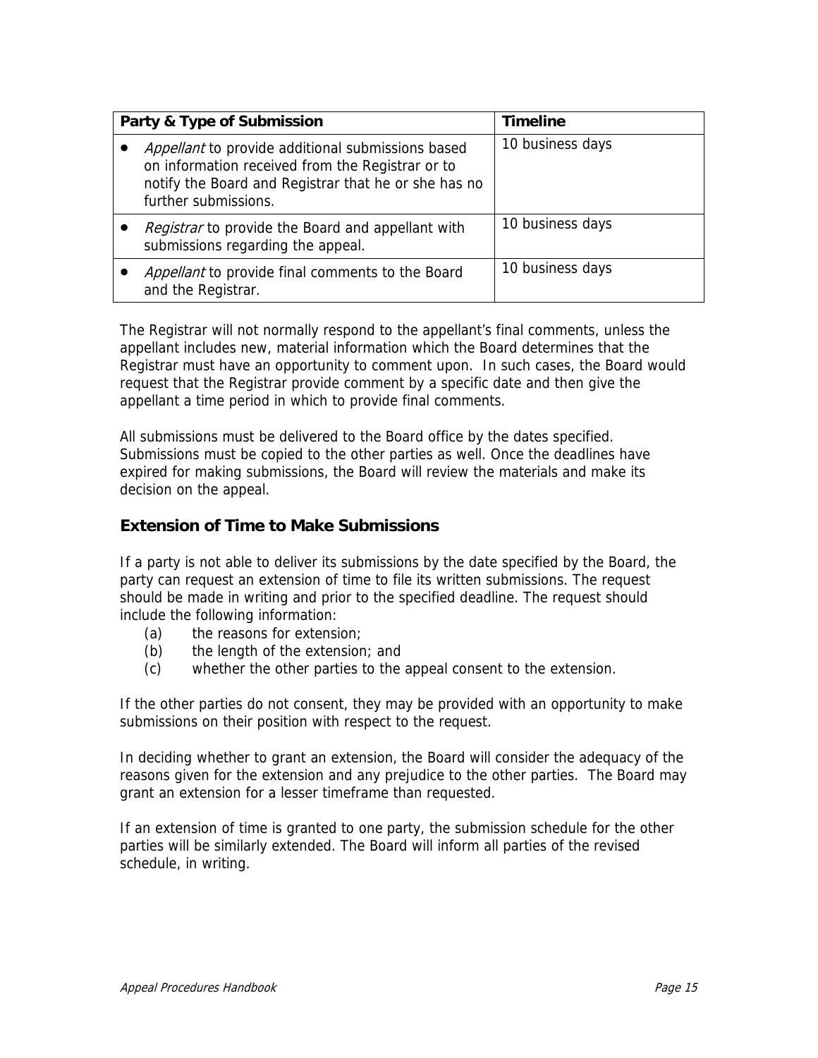| Party & Type of Submission | Timeline |
| --- | --- |
| • *Appellant* to provide additional submissions based on information received from the Registrar or to notify the Board and Registrar that he or she has no further submissions. | 10 business days |
| • *Registrar* to provide the Board and appellant with submissions regarding the appeal. | 10 business days |
| • *Appellant* to provide final comments to the Board and the Registrar. | 10 business days |

The Registrar will not normally respond to the appellant's final comments, unless the appellant includes new, material information which the Board determines that the Registrar must have an opportunity to comment upon. In such cases, the Board would request that the Registrar provide comment by a specific date and then give the appellant a time period in which to provide final comments.

All submissions must be delivered to the Board office by the dates specified. Submissions must be copied to the other parties as well. Once the deadlines have expired for making submissions, the Board will review the materials and make its decision on the appeal.

## Extension of Time to Make Submissions

If a party is not able to deliver its submissions by the date specified by the Board, the party can request an extension of time to file its written submissions. The request should be made in writing and prior to the specified deadline. The request should include the following information:

(a) the reasons for extension;
(b) the length of the extension; and
(c) whether the other parties to the appeal consent to the extension.

If the other parties do not consent, they may be provided with an opportunity to make submissions on their position with respect to the request.

In deciding whether to grant an extension, the Board will consider the adequacy of the reasons given for the extension and any prejudice to the other parties. The Board may grant an extension for a lesser timeframe than requested.

If an extension of time is granted to one party, the submission schedule for the other parties will be similarly extended. The Board will inform all parties of the revised schedule, in writing.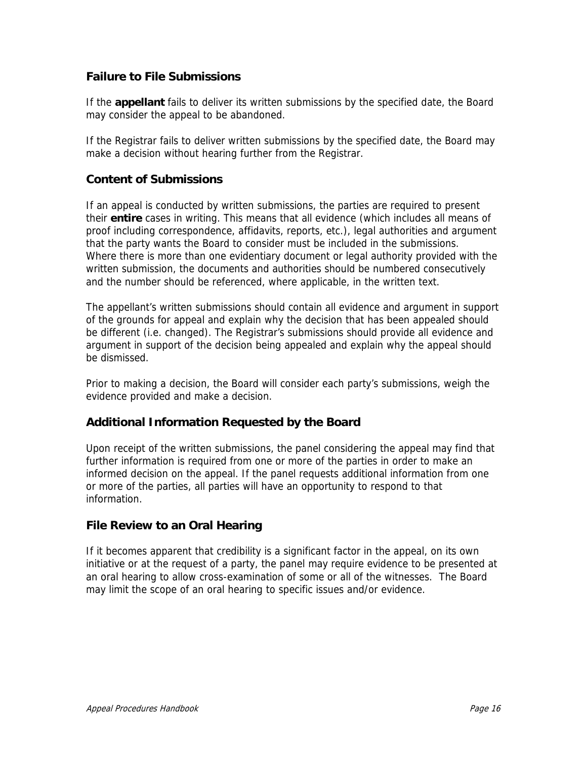## Failure to File Submissions

If the **appellant** fails to deliver its written submissions by the specified date, the Board may consider the appeal to be abandoned.

If the Registrar fails to deliver written submissions by the specified date, the Board may make a decision without hearing further from the Registrar.

## Content of Submissions

If an appeal is conducted by written submissions, the parties are required to present their **entire** cases in writing. This means that all evidence (which includes all means of proof including correspondence, affidavits, reports, etc.), legal authorities and argument that the party wants the Board to consider must be included in the submissions. Where there is more than one evidentiary document or legal authority provided with the written submission, the documents and authorities should be numbered consecutively and the number should be referenced, where applicable, in the written text.

The appellant's written submissions should contain all evidence and argument in support of the grounds for appeal and explain why the decision that has been appealed should be different (i.e. changed). The Registrar's submissions should provide all evidence and argument in support of the decision being appealed and explain why the appeal should be dismissed.

Prior to making a decision, the Board will consider each party's submissions, weigh the evidence provided and make a decision.

## Additional Information Requested by the Board

Upon receipt of the written submissions, the panel considering the appeal may find that further information is required from one or more of the parties in order to make an informed decision on the appeal. If the panel requests additional information from one or more of the parties, all parties will have an opportunity to respond to that information.

## File Review to an Oral Hearing

If it becomes apparent that credibility is a significant factor in the appeal, on its own initiative or at the request of a party, the panel may require evidence to be presented at an oral hearing to allow cross-examination of some or all of the witnesses. The Board may limit the scope of an oral hearing to specific issues and/or evidence.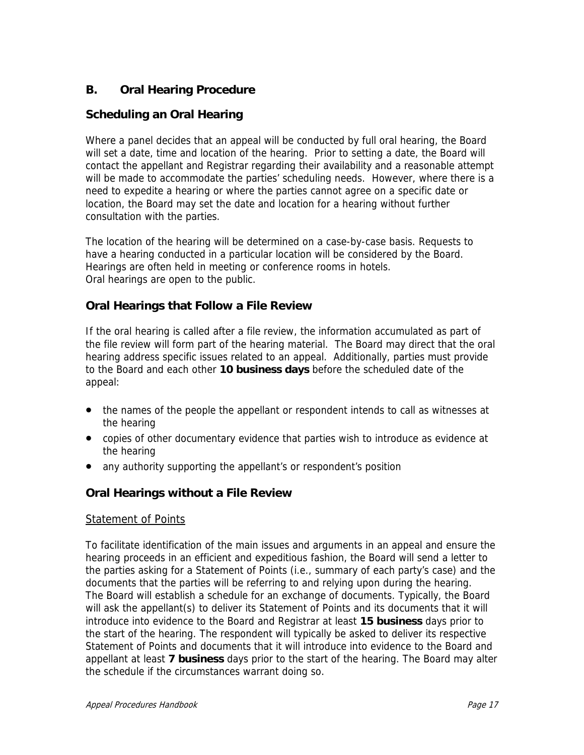## B. Oral Hearing Procedure

### Scheduling an Oral Hearing

Where a panel decides that an appeal will be conducted by full oral hearing, the Board will set a date, time and location of the hearing. Prior to setting a date, the Board will contact the appellant and Registrar regarding their availability and a reasonable attempt will be made to accommodate the parties' scheduling needs. However, where there is a need to expedite a hearing or where the parties cannot agree on a specific date or location, the Board may set the date and location for a hearing without further consultation with the parties.

The location of the hearing will be determined on a case-by-case basis. Requests to have a hearing conducted in a particular location will be considered by the Board. Hearings are often held in meeting or conference rooms in hotels.
Oral hearings are open to the public.

### Oral Hearings that Follow a File Review

If the oral hearing is called after a file review, the information accumulated as part of the file review will form part of the hearing material. The Board may direct that the oral hearing address specific issues related to an appeal. Additionally, parties must provide to the Board and each other **10 business days** before the scheduled date of the appeal:

- the names of the people the appellant or respondent intends to call as witnesses at the hearing
- copies of other documentary evidence that parties wish to introduce as evidence at the hearing
- any authority supporting the appellant's or respondent's position

### Oral Hearings without a File Review

<u>Statement of Points</u>

To facilitate identification of the main issues and arguments in an appeal and ensure the hearing proceeds in an efficient and expeditious fashion, the Board will send a letter to the parties asking for a Statement of Points (i.e., summary of each party's case) and the documents that the parties will be referring to and relying upon during the hearing. The Board will establish a schedule for an exchange of documents. Typically, the Board will ask the appellant(s) to deliver its Statement of Points and its documents that it will introduce into evidence to the Board and Registrar at least **15 business** days prior to the start of the hearing. The respondent will typically be asked to deliver its respective Statement of Points and documents that it will introduce into evidence to the Board and appellant at least **7 business** days prior to the start of the hearing. The Board may alter the schedule if the circumstances warrant doing so.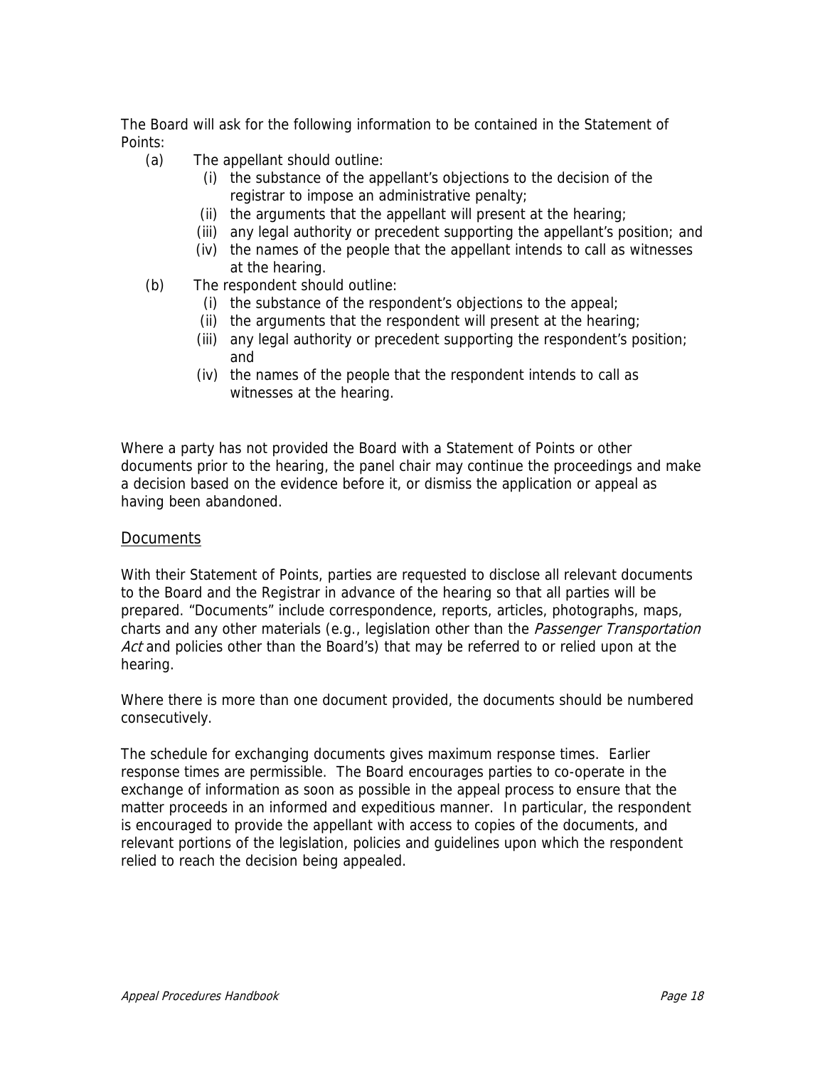The Board will ask for the following information to be contained in the Statement of Points:

(a) The appellant should outline:
   (i) the substance of the appellant's objections to the decision of the registrar to impose an administrative penalty;
   (ii) the arguments that the appellant will present at the hearing;
   (iii) any legal authority or precedent supporting the appellant's position; and
   (iv) the names of the people that the appellant intends to call as witnesses at the hearing.

(b) The respondent should outline:
   (i) the substance of the respondent's objections to the appeal;
   (ii) the arguments that the respondent will present at the hearing;
   (iii) any legal authority or precedent supporting the respondent's position; and
   (iv) the names of the people that the respondent intends to call as witnesses at the hearing.

Where a party has not provided the Board with a Statement of Points or other documents prior to the hearing, the panel chair may continue the proceedings and make a decision based on the evidence before it, or dismiss the application or appeal as having been abandoned.

## Documents

With their Statement of Points, parties are requested to disclose all relevant documents to the Board and the Registrar in advance of the hearing so that all parties will be prepared. "Documents" include correspondence, reports, articles, photographs, maps, charts and any other materials (e.g., legislation other than the *Passenger Transportation Act* and policies other than the Board's) that may be referred to or relied upon at the hearing.

Where there is more than one document provided, the documents should be numbered consecutively.

The schedule for exchanging documents gives maximum response times. Earlier response times are permissible. The Board encourages parties to co-operate in the exchange of information as soon as possible in the appeal process to ensure that the matter proceeds in an informed and expeditious manner. In particular, the respondent is encouraged to provide the appellant with access to copies of the documents, and relevant portions of the legislation, policies and guidelines upon which the respondent relied to reach the decision being appealed.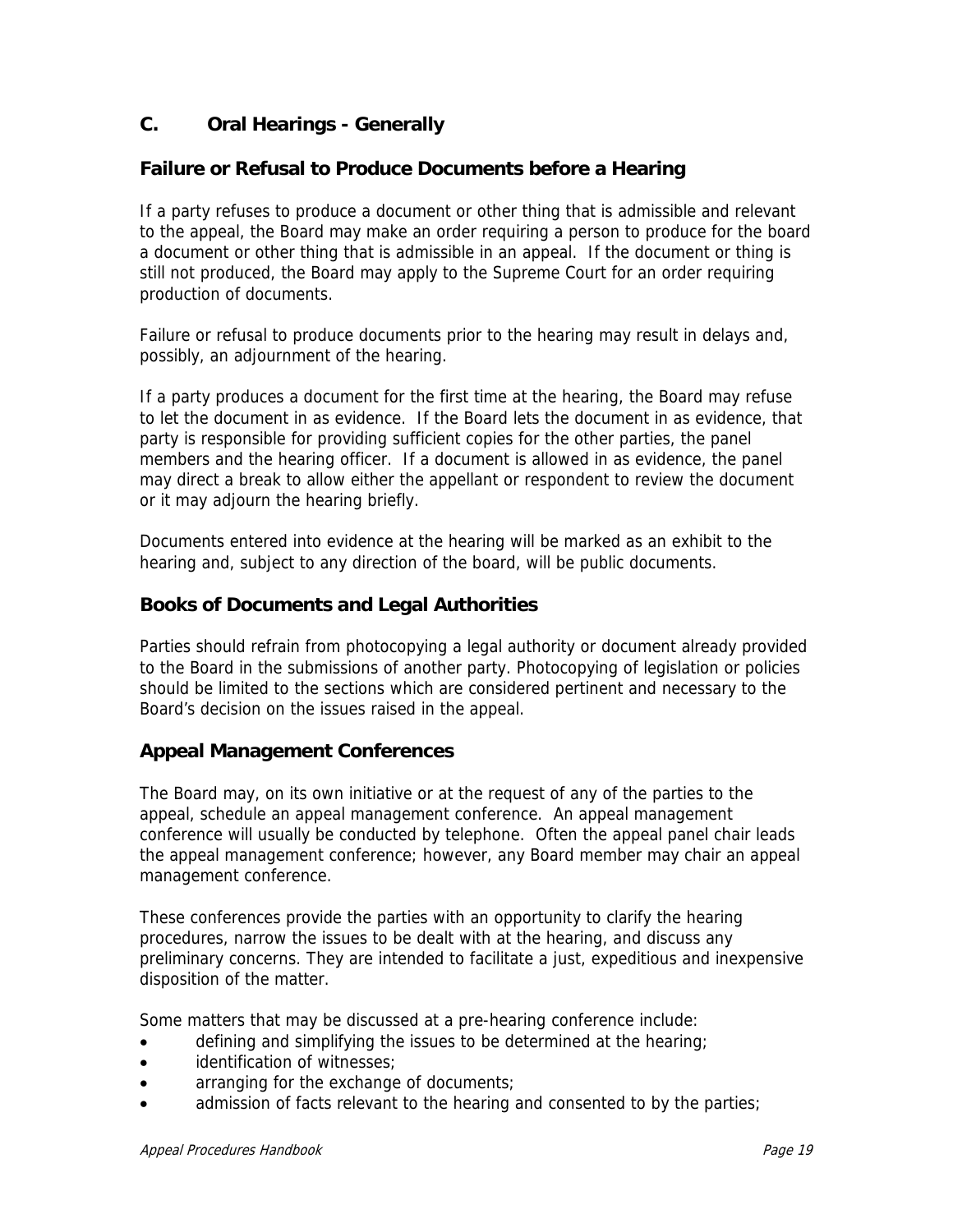## C. Oral Hearings - Generally

### Failure or Refusal to Produce Documents before a Hearing

If a party refuses to produce a document or other thing that is admissible and relevant to the appeal, the Board may make an order requiring a person to produce for the board a document or other thing that is admissible in an appeal. If the document or thing is still not produced, the Board may apply to the Supreme Court for an order requiring production of documents.

Failure or refusal to produce documents prior to the hearing may result in delays and, possibly, an adjournment of the hearing.

If a party produces a document for the first time at the hearing, the Board may refuse to let the document in as evidence. If the Board lets the document in as evidence, that party is responsible for providing sufficient copies for the other parties, the panel members and the hearing officer. If a document is allowed in as evidence, the panel may direct a break to allow either the appellant or respondent to review the document or it may adjourn the hearing briefly.

Documents entered into evidence at the hearing will be marked as an exhibit to the hearing and, subject to any direction of the board, will be public documents.

### Books of Documents and Legal Authorities

Parties should refrain from photocopying a legal authority or document already provided to the Board in the submissions of another party. Photocopying of legislation or policies should be limited to the sections which are considered pertinent and necessary to the Board's decision on the issues raised in the appeal.

### Appeal Management Conferences

The Board may, on its own initiative or at the request of any of the parties to the appeal, schedule an appeal management conference. An appeal management conference will usually be conducted by telephone. Often the appeal panel chair leads the appeal management conference; however, any Board member may chair an appeal management conference.

These conferences provide the parties with an opportunity to clarify the hearing procedures, narrow the issues to be dealt with at the hearing, and discuss any preliminary concerns. They are intended to facilitate a just, expeditious and inexpensive disposition of the matter.

Some matters that may be discussed at a pre-hearing conference include:

- defining and simplifying the issues to be determined at the hearing;
- identification of witnesses;
- arranging for the exchange of documents;
- admission of facts relevant to the hearing and consented to by the parties;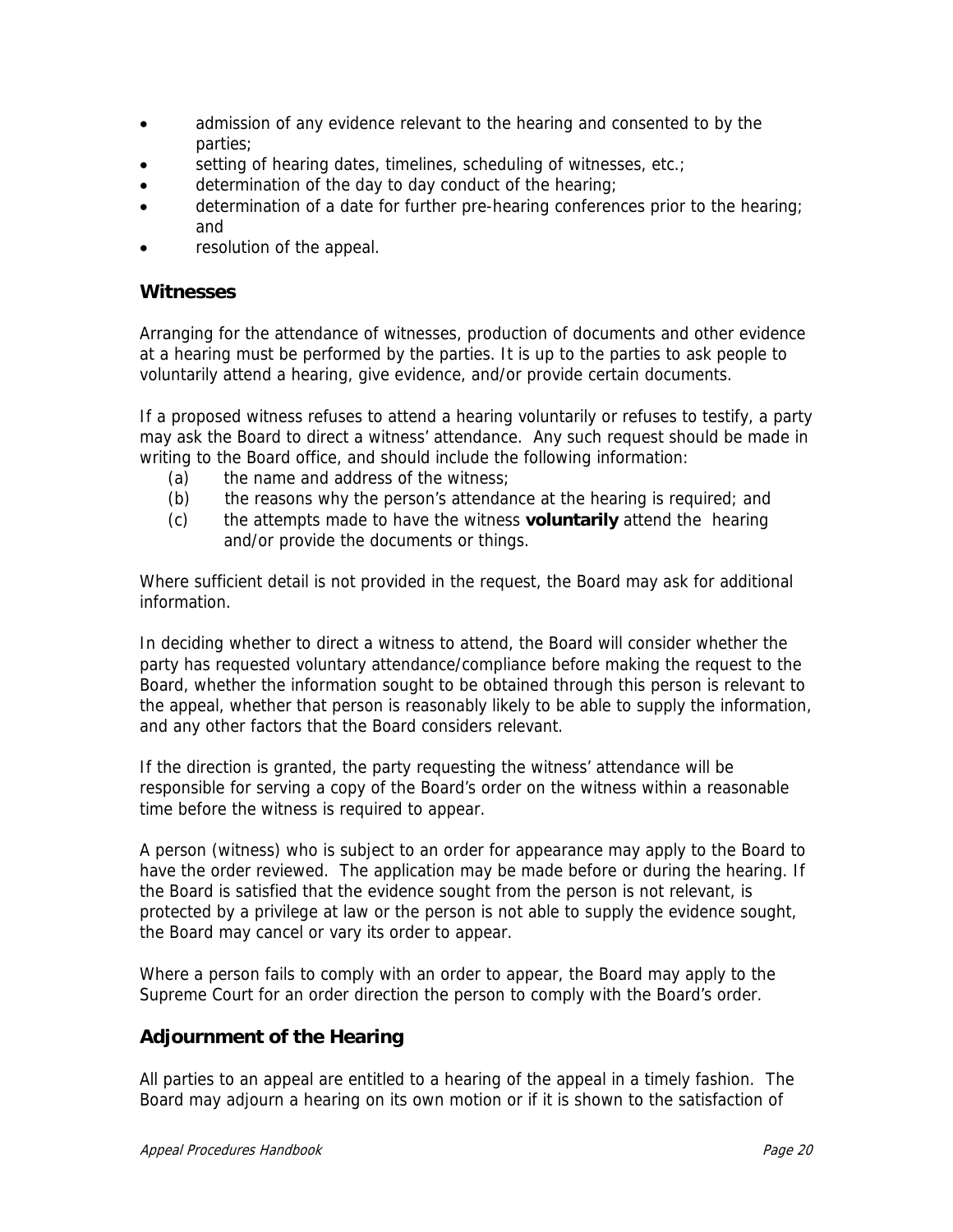- admission of any evidence relevant to the hearing and consented to by the parties;
- setting of hearing dates, timelines, scheduling of witnesses, etc.;
- determination of the day to day conduct of the hearing;
- determination of a date for further pre-hearing conferences prior to the hearing; and
- resolution of the appeal.

## Witnesses

Arranging for the attendance of witnesses, production of documents and other evidence at a hearing must be performed by the parties. It is up to the parties to ask people to voluntarily attend a hearing, give evidence, and/or provide certain documents.

If a proposed witness refuses to attend a hearing voluntarily or refuses to testify, a party may ask the Board to direct a witness' attendance. Any such request should be made in writing to the Board office, and should include the following information:

(a) the name and address of the witness;
(b) the reasons why the person's attendance at the hearing is required; and
(c) the attempts made to have the witness **voluntarily** attend the hearing and/or provide the documents or things.

Where sufficient detail is not provided in the request, the Board may ask for additional information.

In deciding whether to direct a witness to attend, the Board will consider whether the party has requested voluntary attendance/compliance before making the request to the Board, whether the information sought to be obtained through this person is relevant to the appeal, whether that person is reasonably likely to be able to supply the information, and any other factors that the Board considers relevant.

If the direction is granted, the party requesting the witness' attendance will be responsible for serving a copy of the Board's order on the witness within a reasonable time before the witness is required to appear.

A person (witness) who is subject to an order for appearance may apply to the Board to have the order reviewed. The application may be made before or during the hearing. If the Board is satisfied that the evidence sought from the person is not relevant, is protected by a privilege at law or the person is not able to supply the evidence sought, the Board may cancel or vary its order to appear.

Where a person fails to comply with an order to appear, the Board may apply to the Supreme Court for an order direction the person to comply with the Board's order.

## Adjournment of the Hearing

All parties to an appeal are entitled to a hearing of the appeal in a timely fashion. The Board may adjourn a hearing on its own motion or if it is shown to the satisfaction of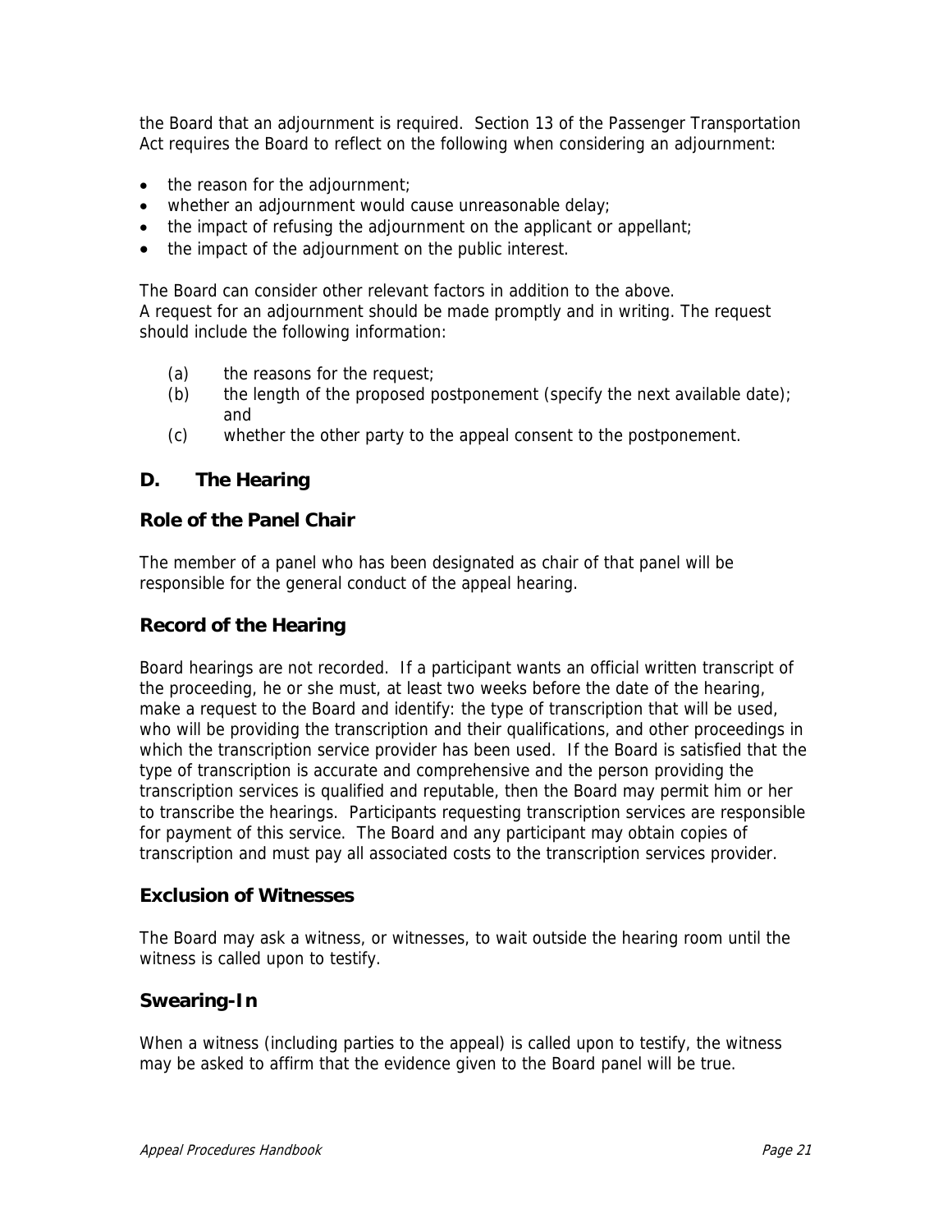the Board that an adjournment is required. Section 13 of the Passenger Transportation Act requires the Board to reflect on the following when considering an adjournment:

- the reason for the adjournment;
- whether an adjournment would cause unreasonable delay;
- the impact of refusing the adjournment on the applicant or appellant;
- the impact of the adjournment on the public interest.

The Board can consider other relevant factors in addition to the above.
A request for an adjournment should be made promptly and in writing. The request should include the following information:

(a) the reasons for the request;
(b) the length of the proposed postponement (specify the next available date); and
(c) whether the other party to the appeal consent to the postponement.

## D. The Hearing

### Role of the Panel Chair

The member of a panel who has been designated as chair of that panel will be responsible for the general conduct of the appeal hearing.

### Record of the Hearing

Board hearings are not recorded. If a participant wants an official written transcript of the proceeding, he or she must, at least two weeks before the date of the hearing, make a request to the Board and identify: the type of transcription that will be used, who will be providing the transcription and their qualifications, and other proceedings in which the transcription service provider has been used. If the Board is satisfied that the type of transcription is accurate and comprehensive and the person providing the transcription services is qualified and reputable, then the Board may permit him or her to transcribe the hearings. Participants requesting transcription services are responsible for payment of this service. The Board and any participant may obtain copies of transcription and must pay all associated costs to the transcription services provider.

### Exclusion of Witnesses

The Board may ask a witness, or witnesses, to wait outside the hearing room until the witness is called upon to testify.

### Swearing-In

When a witness (including parties to the appeal) is called upon to testify, the witness may be asked to affirm that the evidence given to the Board panel will be true.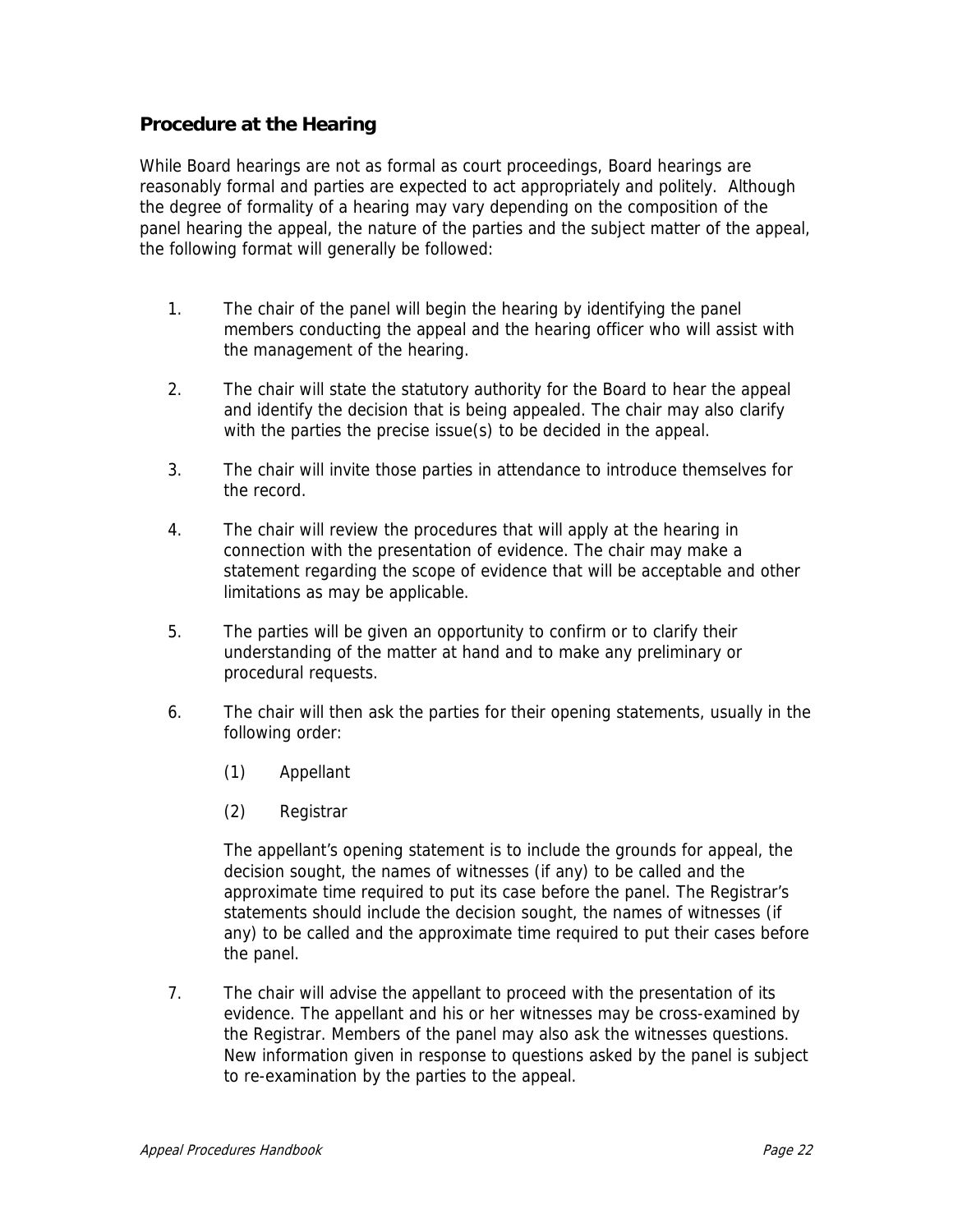## Procedure at the Hearing

While Board hearings are not as formal as court proceedings, Board hearings are reasonably formal and parties are expected to act appropriately and politely. Although the degree of formality of a hearing may vary depending on the composition of the panel hearing the appeal, the nature of the parties and the subject matter of the appeal, the following format will generally be followed:

1. The chair of the panel will begin the hearing by identifying the panel members conducting the appeal and the hearing officer who will assist with the management of the hearing.

2. The chair will state the statutory authority for the Board to hear the appeal and identify the decision that is being appealed. The chair may also clarify with the parties the precise issue(s) to be decided in the appeal.

3. The chair will invite those parties in attendance to introduce themselves for the record.

4. The chair will review the procedures that will apply at the hearing in connection with the presentation of evidence. The chair may make a statement regarding the scope of evidence that will be acceptable and other limitations as may be applicable.

5. The parties will be given an opportunity to confirm or to clarify their understanding of the matter at hand and to make any preliminary or procedural requests.

6. The chair will then ask the parties for their opening statements, usually in the following order:

   (1) Appellant

   (2) Registrar

   The appellant's opening statement is to include the grounds for appeal, the decision sought, the names of witnesses (if any) to be called and the approximate time required to put its case before the panel. The Registrar's statements should include the decision sought, the names of witnesses (if any) to be called and the approximate time required to put their cases before the panel.

7. The chair will advise the appellant to proceed with the presentation of its evidence. The appellant and his or her witnesses may be cross-examined by the Registrar. Members of the panel may also ask the witnesses questions. New information given in response to questions asked by the panel is subject to re-examination by the parties to the appeal.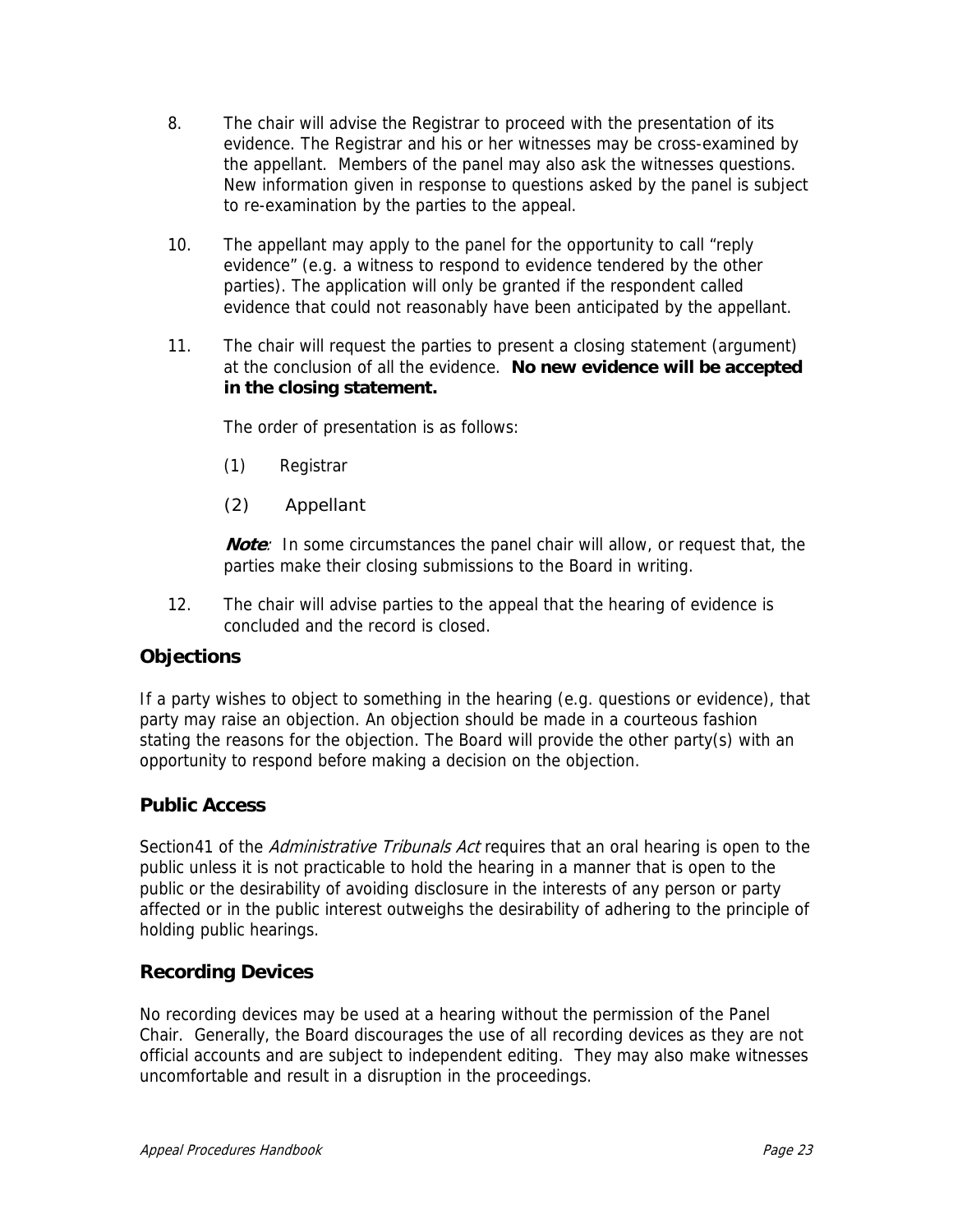8. The chair will advise the Registrar to proceed with the presentation of its evidence. The Registrar and his or her witnesses may be cross-examined by the appellant. Members of the panel may also ask the witnesses questions. New information given in response to questions asked by the panel is subject to re-examination by the parties to the appeal.

10. The appellant may apply to the panel for the opportunity to call "reply evidence" (e.g. a witness to respond to evidence tendered by the other parties). The application will only be granted if the respondent called evidence that could not reasonably have been anticipated by the appellant.

11. The chair will request the parties to present a closing statement (argument) at the conclusion of all the evidence. **No new evidence will be accepted in the closing statement.**

    The order of presentation is as follows:

    (1) Registrar

    (2) Appellant

    ***Note***: In some circumstances the panel chair will allow, or request that, the parties make their closing submissions to the Board in writing.

12. The chair will advise parties to the appeal that the hearing of evidence is concluded and the record is closed.

## Objections

If a party wishes to object to something in the hearing (e.g. questions or evidence), that party may raise an objection. An objection should be made in a courteous fashion stating the reasons for the objection. The Board will provide the other party(s) with an opportunity to respond before making a decision on the objection.

## Public Access

Section41 of the *Administrative Tribunals Act* requires that an oral hearing is open to the public unless it is not practicable to hold the hearing in a manner that is open to the public or the desirability of avoiding disclosure in the interests of any person or party affected or in the public interest outweighs the desirability of adhering to the principle of holding public hearings.

## Recording Devices

No recording devices may be used at a hearing without the permission of the Panel Chair. Generally, the Board discourages the use of all recording devices as they are not official accounts and are subject to independent editing. They may also make witnesses uncomfortable and result in a disruption in the proceedings.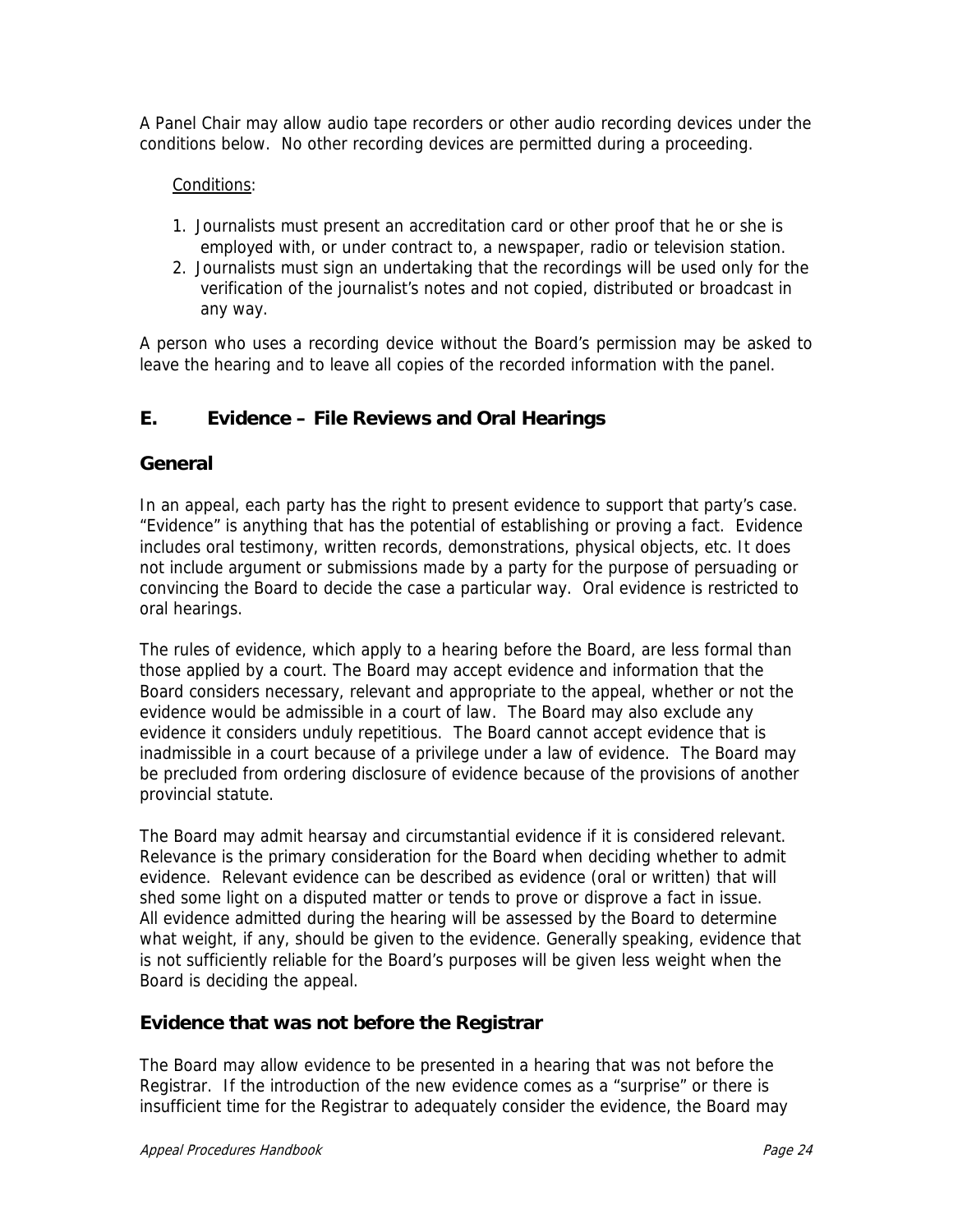A Panel Chair may allow audio tape recorders or other audio recording devices under the conditions below. No other recording devices are permitted during a proceeding.

Conditions:

1. Journalists must present an accreditation card or other proof that he or she is employed with, or under contract to, a newspaper, radio or television station.
2. Journalists must sign an undertaking that the recordings will be used only for the verification of the journalist's notes and not copied, distributed or broadcast in any way.

A person who uses a recording device without the Board's permission may be asked to leave the hearing and to leave all copies of the recorded information with the panel.

## E. Evidence – File Reviews and Oral Hearings

### General

In an appeal, each party has the right to present evidence to support that party's case. "Evidence" is anything that has the potential of establishing or proving a fact. Evidence includes oral testimony, written records, demonstrations, physical objects, etc. It does not include argument or submissions made by a party for the purpose of persuading or convincing the Board to decide the case a particular way. Oral evidence is restricted to oral hearings.

The rules of evidence, which apply to a hearing before the Board, are less formal than those applied by a court. The Board may accept evidence and information that the Board considers necessary, relevant and appropriate to the appeal, whether or not the evidence would be admissible in a court of law. The Board may also exclude any evidence it considers unduly repetitious. The Board cannot accept evidence that is inadmissible in a court because of a privilege under a law of evidence. The Board may be precluded from ordering disclosure of evidence because of the provisions of another provincial statute.

The Board may admit hearsay and circumstantial evidence if it is considered relevant. Relevance is the primary consideration for the Board when deciding whether to admit evidence. Relevant evidence can be described as evidence (oral or written) that will shed some light on a disputed matter or tends to prove or disprove a fact in issue. All evidence admitted during the hearing will be assessed by the Board to determine what weight, if any, should be given to the evidence. Generally speaking, evidence that is not sufficiently reliable for the Board's purposes will be given less weight when the Board is deciding the appeal.

### Evidence that was not before the Registrar

The Board may allow evidence to be presented in a hearing that was not before the Registrar. If the introduction of the new evidence comes as a "surprise" or there is insufficient time for the Registrar to adequately consider the evidence, the Board may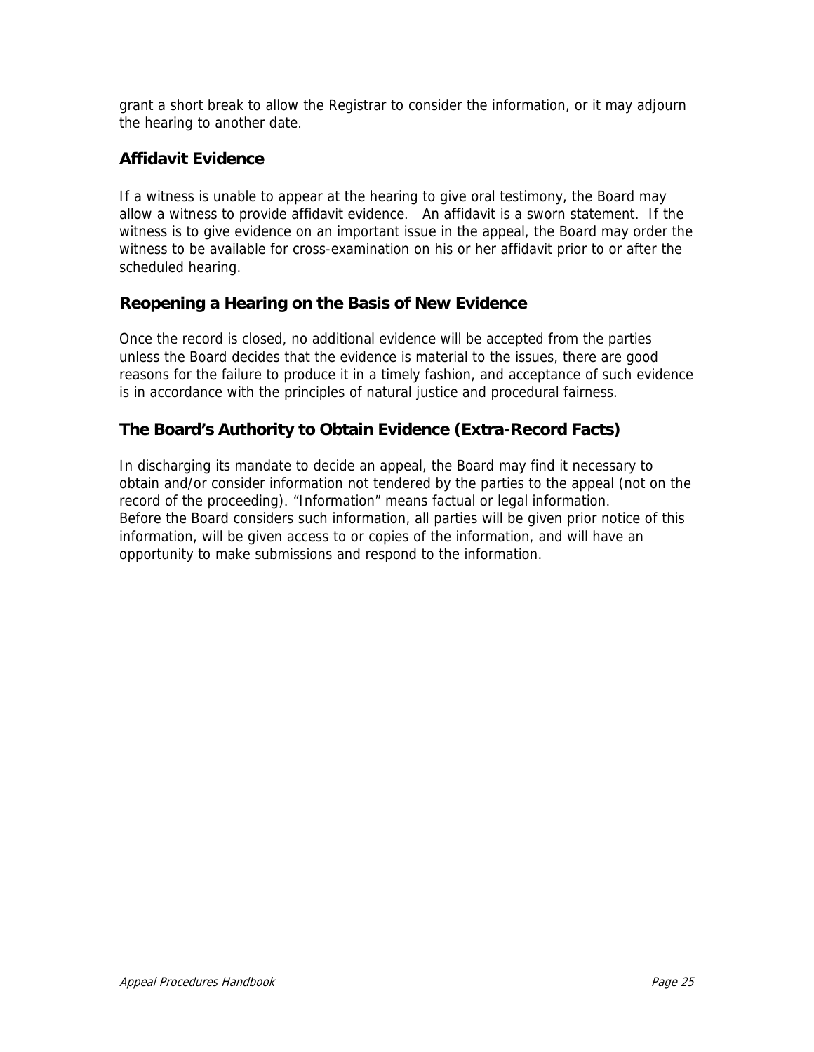grant a short break to allow the Registrar to consider the information, or it may adjourn the hearing to another date.

## Affidavit Evidence

If a witness is unable to appear at the hearing to give oral testimony, the Board may allow a witness to provide affidavit evidence. An affidavit is a sworn statement. If the witness is to give evidence on an important issue in the appeal, the Board may order the witness to be available for cross-examination on his or her affidavit prior to or after the scheduled hearing.

## Reopening a Hearing on the Basis of New Evidence

Once the record is closed, no additional evidence will be accepted from the parties unless the Board decides that the evidence is material to the issues, there are good reasons for the failure to produce it in a timely fashion, and acceptance of such evidence is in accordance with the principles of natural justice and procedural fairness.

## The Board's Authority to Obtain Evidence (Extra-Record Facts)

In discharging its mandate to decide an appeal, the Board may find it necessary to obtain and/or consider information not tendered by the parties to the appeal (not on the record of the proceeding). "Information" means factual or legal information.
Before the Board considers such information, all parties will be given prior notice of this information, will be given access to or copies of the information, and will have an opportunity to make submissions and respond to the information.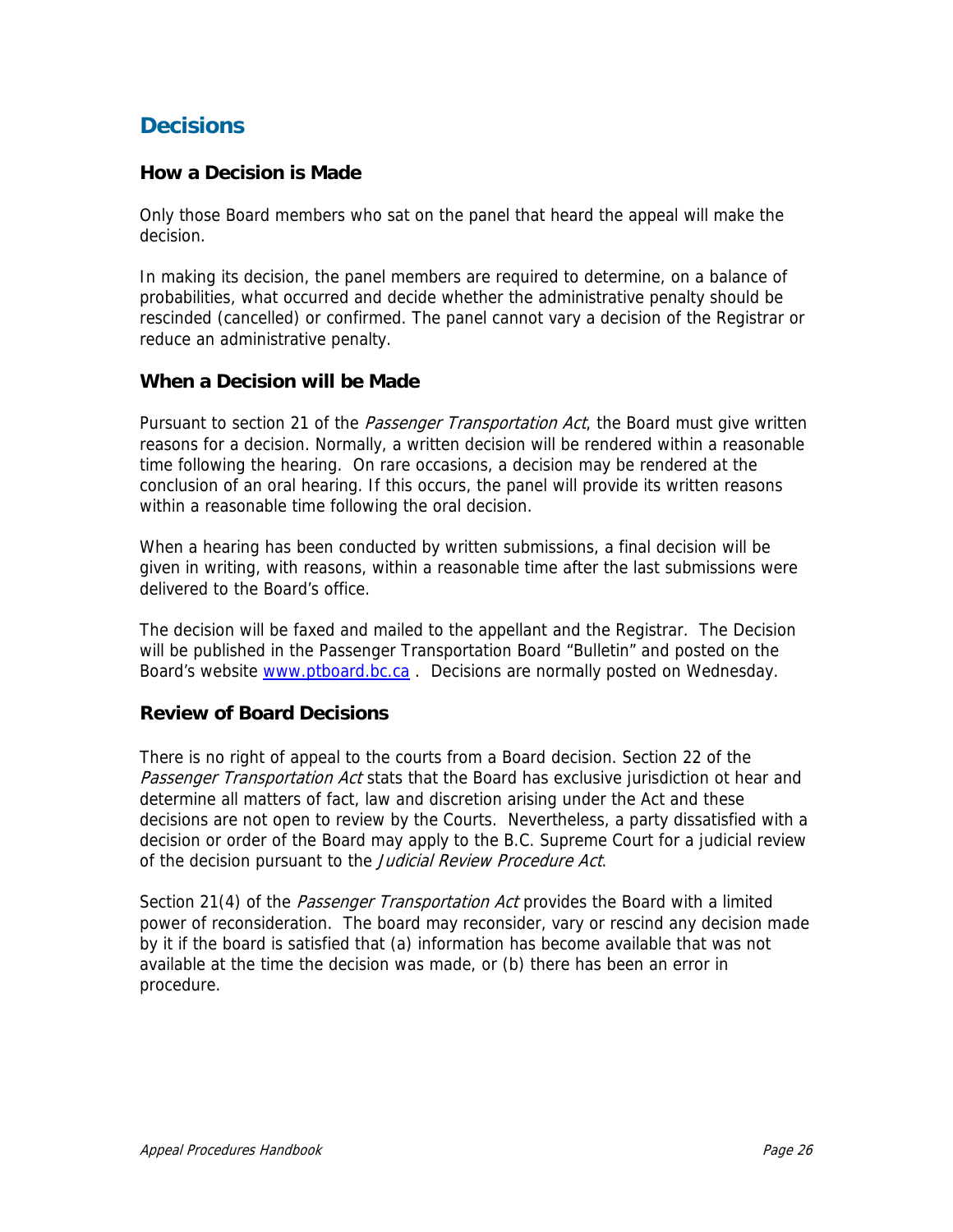## Decisions

### How a Decision is Made

Only those Board members who sat on the panel that heard the appeal will make the decision.

In making its decision, the panel members are required to determine, on a balance of probabilities, what occurred and decide whether the administrative penalty should be rescinded (cancelled) or confirmed. The panel cannot vary a decision of the Registrar or reduce an administrative penalty.

### When a Decision will be Made

Pursuant to section 21 of the *Passenger Transportation Act*, the Board must give written reasons for a decision. Normally, a written decision will be rendered within a reasonable time following the hearing. On rare occasions, a decision may be rendered at the conclusion of an oral hearing. If this occurs, the panel will provide its written reasons within a reasonable time following the oral decision.

When a hearing has been conducted by written submissions, a final decision will be given in writing, with reasons, within a reasonable time after the last submissions were delivered to the Board's office.

The decision will be faxed and mailed to the appellant and the Registrar. The Decision will be published in the Passenger Transportation Board "Bulletin" and posted on the Board's website [www.ptboard.bc.ca](http://www.ptboard.bc.ca) . Decisions are normally posted on Wednesday.

### Review of Board Decisions

There is no right of appeal to the courts from a Board decision. Section 22 of the *Passenger Transportation Act* stats that the Board has exclusive jurisdiction ot hear and determine all matters of fact, law and discretion arising under the Act and these decisions are not open to review by the Courts. Nevertheless, a party dissatisfied with a decision or order of the Board may apply to the B.C. Supreme Court for a judicial review of the decision pursuant to the *Judicial Review Procedure Act*.

Section 21(4) of the *Passenger Transportation Act* provides the Board with a limited power of reconsideration. The board may reconsider, vary or rescind any decision made by it if the board is satisfied that (a) information has become available that was not available at the time the decision was made, or (b) there has been an error in procedure.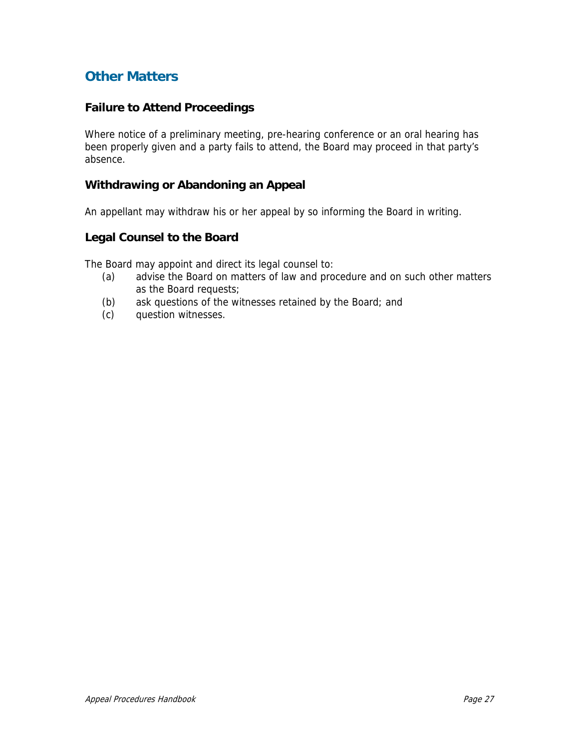## Other Matters

### Failure to Attend Proceedings

Where notice of a preliminary meeting, pre-hearing conference or an oral hearing has been properly given and a party fails to attend, the Board may proceed in that party's absence.

### Withdrawing or Abandoning an Appeal

An appellant may withdraw his or her appeal by so informing the Board in writing.

### Legal Counsel to the Board

The Board may appoint and direct its legal counsel to:

(a) advise the Board on matters of law and procedure and on such other matters as the Board requests;

(b) ask questions of the witnesses retained by the Board; and

(c) question witnesses.